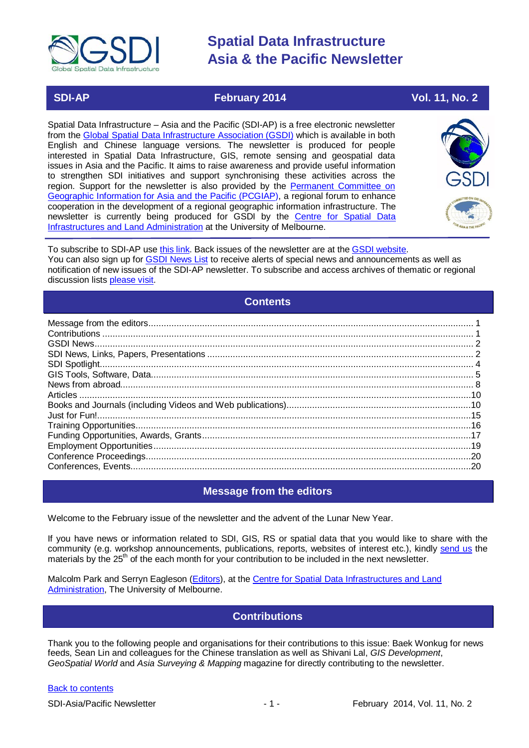# Spatial Data Infrastructure Asia & the Pacific Newsletter

**SDI-AP** | **February 2014** | **Vol. 11, No. 2**

Spatial Data Infrastructure – Asia and the Pacific (SDI-AP) is a free electronic newsletter from the Global Spatial Data Infrastructure Association (GSDI) which is available in both English and Chinese language versions. The newsletter is produced for people interested in Spatial Data Infrastructure, GIS, remote sensing and geospatial data issues in Asia and the Pacific. It aims to raise awareness and provide useful information to strengthen SDI initiatives and support synchronising these activities across the region. Support for the newsletter is also provided by the Permanent Committee on Geographic Information for Asia and the Pacific (PCGIAP), a regional forum to enhance cooperation in the development of a regional geographic information infrastructure. The newsletter is currently being produced for GSDI by the Centre for Spatial Data Infrastructures and Land Administration at the University of Melbourne.

To subscribe to SDI-AP use this link. Back issues of the newsletter are at the GSDI website.
You can also sign up for GSDI News List to receive alerts of special news and announcements as well as notification of new issues of the SDI-AP newsletter. To subscribe and access archives of thematic or regional discussion lists please visit.

## Contents

- Message from the editors ... 1
- Contributions ... 1
- GSDI News ... 2
- SDI News, Links, Papers, Presentations ... 2
- SDI Spotlight ... 4
- GIS Tools, Software, Data ... 5
- News from abroad ... 8
- Articles ... 10
- Books and Journals (including Videos and Web publications) ... 10
- Just for Fun! ... 15
- Training Opportunities ... 16
- Funding Opportunities, Awards, Grants ... 17
- Employment Opportunities ... 19
- Conference Proceedings ... 20
- Conferences, Events ... 20

## Message from the editors

Welcome to the February issue of the newsletter and the advent of the Lunar New Year.

If you have news or information related to SDI, GIS, RS or spatial data that you would like to share with the community (e.g. workshop announcements, publications, reports, websites of interest etc.), kindly send us the materials by the 25th of the each month for your contribution to be included in the next newsletter.

Malcolm Park and Serryn Eagleson (Editors), at the Centre for Spatial Data Infrastructures and Land Administration, The University of Melbourne.

## Contributions

Thank you to the following people and organisations for their contributions to this issue: Baek Wonkug for news feeds, Sean Lin and colleagues for the Chinese translation as well as Shivani Lal, *GIS Development*, *GeoSpatial World* and *Asia Surveying & Mapping* magazine for directly contributing to the newsletter.

Back to contents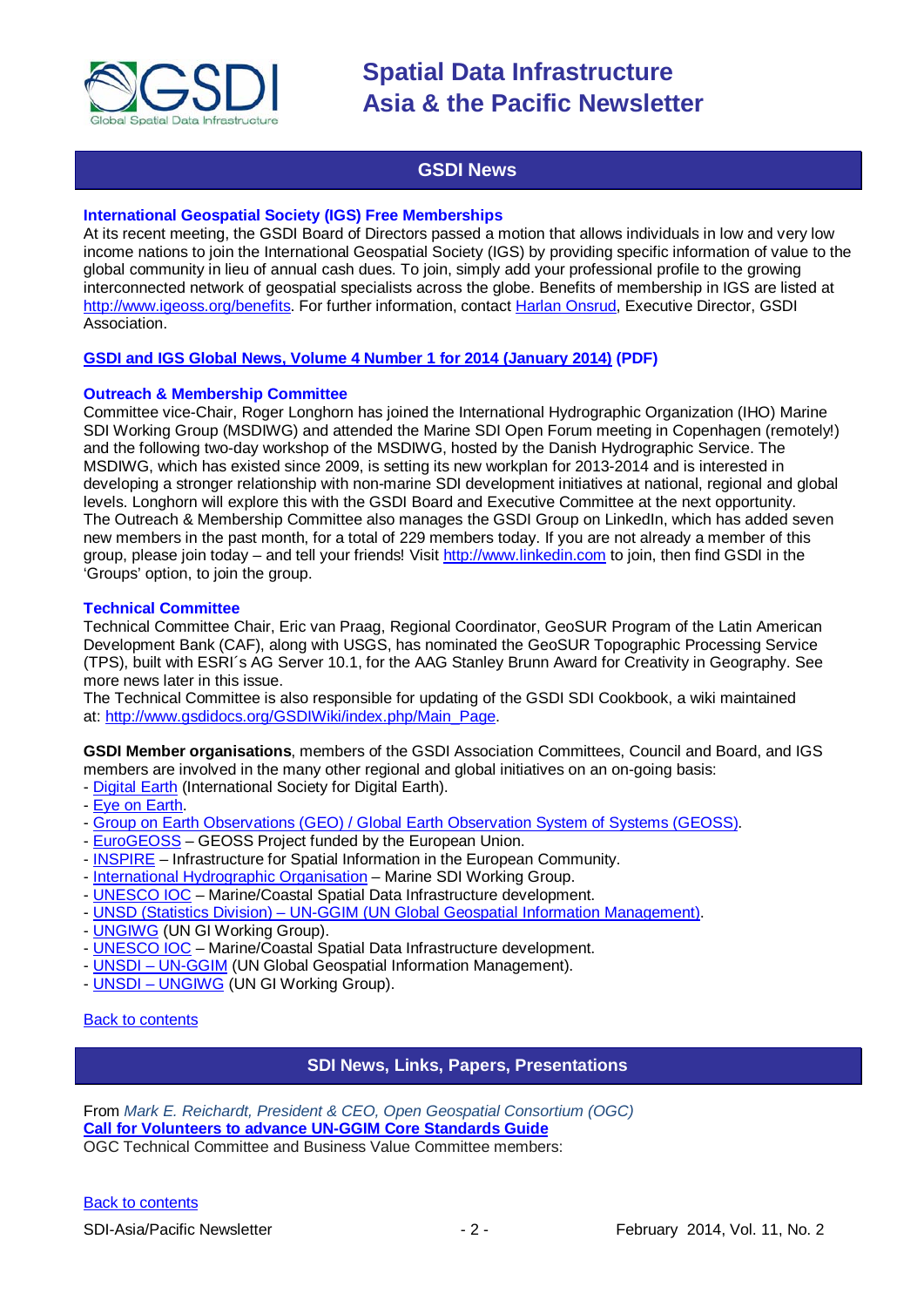## GSDI News

### International Geospatial Society (IGS) Free Memberships

At its recent meeting, the GSDI Board of Directors passed a motion that allows individuals in low and very low income nations to join the International Geospatial Society (IGS) by providing specific information of value to the global community in lieu of annual cash dues. To join, simply add your professional profile to the growing interconnected network of geospatial specialists across the globe. Benefits of membership in IGS are listed at http://www.igeoss.org/benefits. For further information, contact Harlan Onsrud, Executive Director, GSDI Association.

**GSDI and IGS Global News, Volume 4 Number 1 for 2014 (January 2014) (PDF)**

### Outreach & Membership Committee

Committee vice-Chair, Roger Longhorn has joined the International Hydrographic Organization (IHO) Marine SDI Working Group (MSDIWG) and attended the Marine SDI Open Forum meeting in Copenhagen (remotely!) and the following two-day workshop of the MSDIWG, hosted by the Danish Hydrographic Service. The MSDIWG, which has existed since 2009, is setting its new workplan for 2013-2014 and is interested in developing a stronger relationship with non-marine SDI development initiatives at national, regional and global levels. Longhorn will explore this with the GSDI Board and Executive Committee at the next opportunity.
The Outreach & Membership Committee also manages the GSDI Group on LinkedIn, which has added seven new members in the past month, for a total of 229 members today. If you are not already a member of this group, please join today – and tell your friends! Visit http://www.linkedin.com to join, then find GSDI in the 'Groups' option, to join the group.

### Technical Committee

Technical Committee Chair, Eric van Praag, Regional Coordinator, GeoSUR Program of the Latin American Development Bank (CAF), along with USGS, has nominated the GeoSUR Topographic Processing Service (TPS), built with ESRI´s AG Server 10.1, for the AAG Stanley Brunn Award for Creativity in Geography. See more news later in this issue.
The Technical Committee is also responsible for updating of the GSDI SDI Cookbook, a wiki maintained at: http://www.gsdidocs.org/GSDIWiki/index.php/Main_Page.

**GSDI Member organisations**, members of the GSDI Association Committees, Council and Board, and IGS members are involved in the many other regional and global initiatives on an on-going basis:

- Digital Earth (International Society for Digital Earth).
- Eye on Earth.
- Group on Earth Observations (GEO) / Global Earth Observation System of Systems (GEOSS).
- EuroGEOSS – GEOSS Project funded by the European Union.
- INSPIRE – Infrastructure for Spatial Information in the European Community.
- International Hydrographic Organisation – Marine SDI Working Group.
- UNESCO IOC – Marine/Coastal Spatial Data Infrastructure development.
- UNSD (Statistics Division) – UN-GGIM (UN Global Geospatial Information Management).
- UNGIWG (UN GI Working Group).
- UNESCO IOC – Marine/Coastal Spatial Data Infrastructure development.
- UNSDI – UN-GGIM (UN Global Geospatial Information Management).
- UNSDI – UNGIWG (UN GI Working Group).

Back to contents

## SDI News, Links, Papers, Presentations

From *Mark E. Reichardt, President & CEO, Open Geospatial Consortium (OGC)*
**Call for Volunteers to advance UN-GGIM Core Standards Guide**
OGC Technical Committee and Business Value Committee members:

Back to contents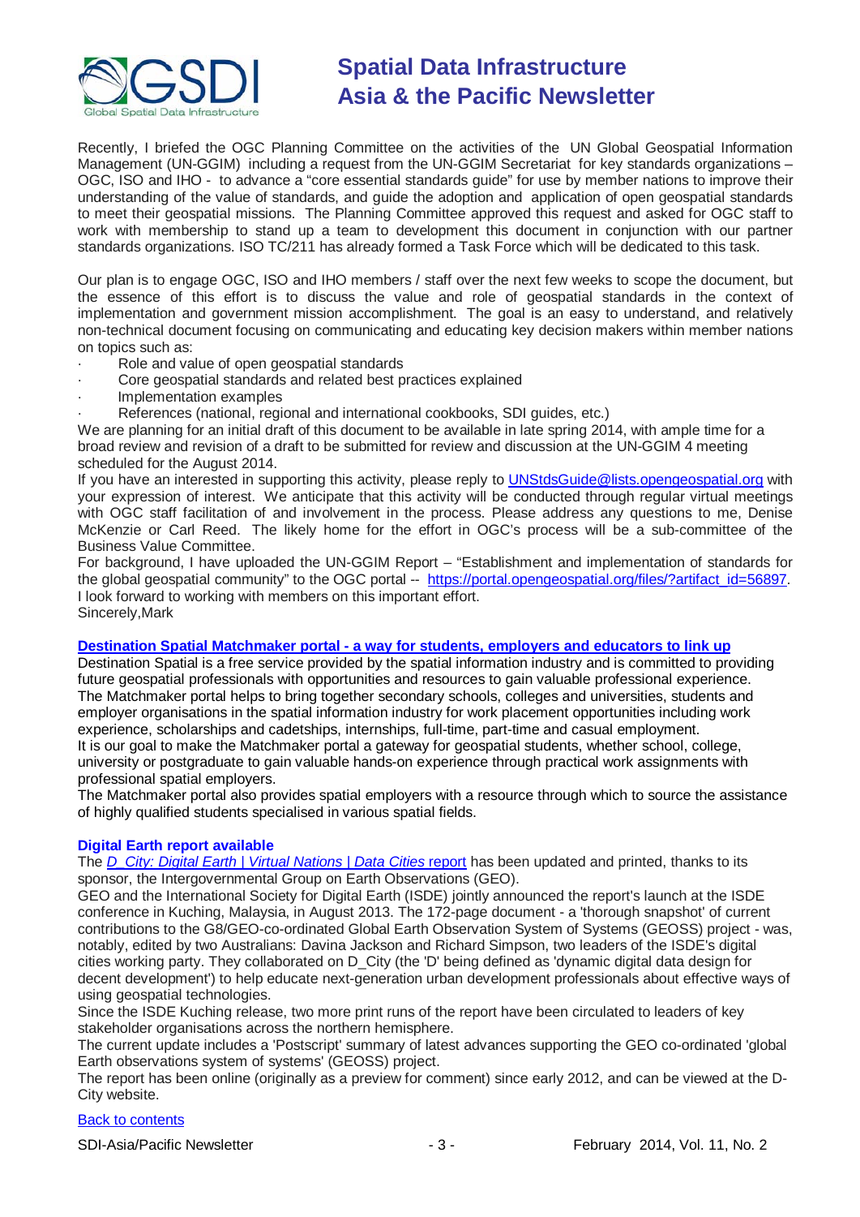Recently, I briefed the OGC Planning Committee on the activities of the UN Global Geospatial Information Management (UN-GGIM) including a request from the UN-GGIM Secretariat for key standards organizations – OGC, ISO and IHO - to advance a "core essential standards guide" for use by member nations to improve their understanding of the value of standards, and guide the adoption and application of open geospatial standards to meet their geospatial missions. The Planning Committee approved this request and asked for OGC staff to work with membership to stand up a team to development this document in conjunction with our partner standards organizations. ISO TC/211 has already formed a Task Force which will be dedicated to this task.

Our plan is to engage OGC, ISO and IHO members / staff over the next few weeks to scope the document, but the essence of this effort is to discuss the value and role of geospatial standards in the context of implementation and government mission accomplishment. The goal is an easy to understand, and relatively non-technical document focusing on communicating and educating key decision makers within member nations on topics such as:

- Role and value of open geospatial standards
- Core geospatial standards and related best practices explained
- Implementation examples
- References (national, regional and international cookbooks, SDI guides, etc.)

We are planning for an initial draft of this document to be available in late spring 2014, with ample time for a broad review and revision of a draft to be submitted for review and discussion at the UN-GGIM 4 meeting scheduled for the August 2014.

If you have an interested in supporting this activity, please reply to [UNStdsGuide@lists.opengeospatial.org](mailto:UNStdsGuide@lists.opengeospatial.org) with your expression of interest. We anticipate that this activity will be conducted through regular virtual meetings with OGC staff facilitation of and involvement in the process. Please address any questions to me, Denise McKenzie or Carl Reed. The likely home for the effort in OGC's process will be a sub-committee of the Business Value Committee.

For background, I have uploaded the UN-GGIM Report – "Establishment and implementation of standards for the global geospatial community" to the OGC portal -- [https://portal.opengeospatial.org/files/?artifact_id=56897](https://portal.opengeospatial.org/files/?artifact_id=56897).

I look forward to working with members on this important effort.

Sincerely,Mark

### [Destination Spatial Matchmaker portal - a way for students, employers and educators to link up]()

Destination Spatial is a free service provided by the spatial information industry and is committed to providing future geospatial professionals with opportunities and resources to gain valuable professional experience.

The Matchmaker portal helps to bring together secondary schools, colleges and universities, students and employer organisations in the spatial information industry for work placement opportunities including work experience, scholarships and cadetships, internships, full-time, part-time and casual employment.

It is our goal to make the Matchmaker portal a gateway for geospatial students, whether school, college, university or postgraduate to gain valuable hands-on experience through practical work assignments with professional spatial employers.

The Matchmaker portal also provides spatial employers with a resource through which to source the assistance of highly qualified students specialised in various spatial fields.

### Digital Earth report available

The [*D_City: Digital Earth | Virtual Nations | Data Cities* report]() has been updated and printed, thanks to its sponsor, the Intergovernmental Group on Earth Observations (GEO).

GEO and the International Society for Digital Earth (ISDE) jointly announced the report's launch at the ISDE conference in Kuching, Malaysia, in August 2013. The 172-page document - a 'thorough snapshot' of current contributions to the G8/GEO-co-ordinated Global Earth Observation System of Systems (GEOSS) project - was, notably, edited by two Australians: Davina Jackson and Richard Simpson, two leaders of the ISDE's digital cities working party. They collaborated on D_City (the 'D' being defined as 'dynamic digital data design for decent development') to help educate next-generation urban development professionals about effective ways of using geospatial technologies.

Since the ISDE Kuching release, two more print runs of the report have been circulated to leaders of key stakeholder organisations across the northern hemisphere.

The current update includes a 'Postscript' summary of latest advances supporting the GEO co-ordinated 'global Earth observations system of systems' (GEOSS) project.

The report has been online (originally as a preview for comment) since early 2012, and can be viewed at the D-City website.

[Back to contents]()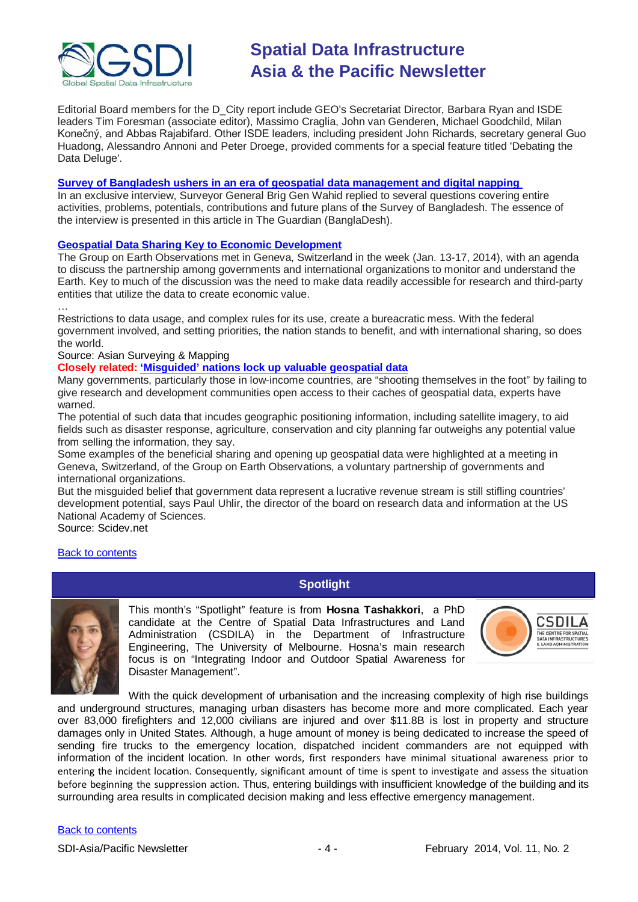Editorial Board members for the D_City report include GEO's Secretariat Director, Barbara Ryan and ISDE leaders Tim Foresman (associate editor), Massimo Craglia, John van Genderen, Michael Goodchild, Milan Konečný, and Abbas Rajabifard. Other ISDE leaders, including president John Richards, secretary general Guo Huadong, Alessandro Annoni and Peter Droege, provided comments for a special feature titled 'Debating the Data Deluge'.

**Survey of Bangladesh ushers in an era of geospatial data management and digital napping**

In an exclusive interview, Surveyor General Brig Gen Wahid replied to several questions covering entire activities, problems, potentials, contributions and future plans of the Survey of Bangladesh. The essence of the interview is presented in this article in The Guardian (BanglaDesh).

**Geospatial Data Sharing Key to Economic Development**

The Group on Earth Observations met in Geneva, Switzerland in the week (Jan. 13-17, 2014), with an agenda to discuss the partnership among governments and international organizations to monitor and understand the Earth. Key to much of the discussion was the need to make data readily accessible for research and third-party entities that utilize the data to create economic value.

…

Restrictions to data usage, and complex rules for its use, create a bureacratic mess. With the federal government involved, and setting priorities, the nation stands to benefit, and with international sharing, so does the world.

Source: Asian Surveying & Mapping

**Closely related: 'Misguided' nations lock up valuable geospatial data**

Many governments, particularly those in low-income countries, are "shooting themselves in the foot" by failing to give research and development communities open access to their caches of geospatial data, experts have warned.

The potential of such data that incudes geographic positioning information, including satellite imagery, to aid fields such as disaster response, agriculture, conservation and city planning far outweighs any potential value from selling the information, they say.

Some examples of the beneficial sharing and opening up geospatial data were highlighted at a meeting in Geneva, Switzerland, of the Group on Earth Observations, a voluntary partnership of governments and international organizations.

But the misguided belief that government data represent a lucrative revenue stream is still stifling countries' development potential, says Paul Uhlir, the director of the board on research data and information at the US National Academy of Sciences.

Source: Scidev.net

Back to contents

## Spotlight

This month's "Spotlight" feature is from **Hosna Tashakkori**, a PhD candidate at the Centre of Spatial Data Infrastructures and Land Administration (CSDILA) in the Department of Infrastructure Engineering, The University of Melbourne. Hosna's main research focus is on "Integrating Indoor and Outdoor Spatial Awareness for Disaster Management".

With the quick development of urbanisation and the increasing complexity of high rise buildings and underground structures, managing urban disasters has become more and more complicated. Each year over 83,000 firefighters and 12,000 civilians are injured and over $11.8B is lost in property and structure damages only in United States. Although, a huge amount of money is being dedicated to increase the speed of sending fire trucks to the emergency location, dispatched incident commanders are not equipped with information of the incident location. In other words, first responders have minimal situational awareness prior to entering the incident location. Consequently, significant amount of time is spent to investigate and assess the situation before beginning the suppression action. Thus, entering buildings with insufficient knowledge of the building and its surrounding area results in complicated decision making and less effective emergency management.

Back to contents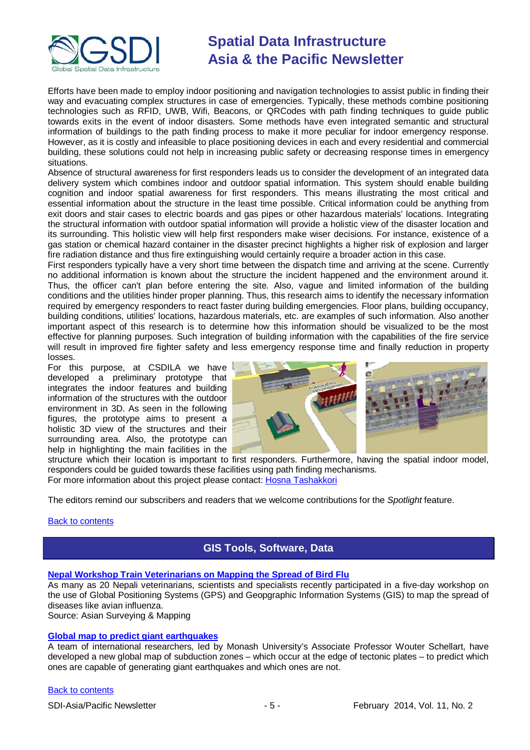Efforts have been made to employ indoor positioning and navigation technologies to assist public in finding their way and evacuating complex structures in case of emergencies. Typically, these methods combine positioning technologies such as RFID, UWB, Wifi, Beacons, or QRCodes with path finding techniques to guide public towards exits in the event of indoor disasters. Some methods have even integrated semantic and structural information of buildings to the path finding process to make it more peculiar for indoor emergency response. However, as it is costly and infeasible to place positioning devices in each and every residential and commercial building, these solutions could not help in increasing public safety or decreasing response times in emergency situations.

Absence of structural awareness for first responders leads us to consider the development of an integrated data delivery system which combines indoor and outdoor spatial information. This system should enable building cognition and indoor spatial awareness for first responders. This means illustrating the most critical and essential information about the structure in the least time possible. Critical information could be anything from exit doors and stair cases to electric boards and gas pipes or other hazardous materials' locations. Integrating the structural information with outdoor spatial information will provide a holistic view of the disaster location and its surrounding. This holistic view will help first responders make wiser decisions. For instance, existence of a gas station or chemical hazard container in the disaster precinct highlights a higher risk of explosion and larger fire radiation distance and thus fire extinguishing would certainly require a broader action in this case.

First responders typically have a very short time between the dispatch time and arriving at the scene. Currently no additional information is known about the structure the incident happened and the environment around it. Thus, the officer can't plan before entering the site. Also, vague and limited information of the building conditions and the utilities hinder proper planning. Thus, this research aims to identify the necessary information required by emergency responders to react faster during building emergencies. Floor plans, building occupancy, building conditions, utilities' locations, hazardous materials, etc. are examples of such information. Also another important aspect of this research is to determine how this information should be visualized to be the most effective for planning purposes. Such integration of building information with the capabilities of the fire service will result in improved fire fighter safety and less emergency response time and finally reduction in property losses.

For this purpose, at CSDILA we have developed a preliminary prototype that integrates the indoor features and building information of the structures with the outdoor environment in 3D. As seen in the following figures, the prototype aims to present a holistic 3D view of the structures and their surrounding area. Also, the prototype can help in highlighting the main facilities in the structure which their location is important to first responders. Furthermore, having the spatial indoor model, responders could be guided towards these facilities using path finding mechanisms.

For more information about this project please contact: Hosna Tashakkori

The editors remind our subscribers and readers that we welcome contributions for the *Spotlight* feature.

Back to contents

## GIS Tools, Software, Data

### Nepal Workshop Train Veterinarians on Mapping the Spread of Bird Flu

As many as 20 Nepali veterinarians, scientists and specialists recently participated in a five-day workshop on the use of Global Positioning Systems (GPS) and Geopgraphic Information Systems (GIS) to map the spread of diseases like avian influenza.

Source: Asian Surveying & Mapping

### Global map to predict giant earthquakes

A team of international researchers, led by Monash University's Associate Professor Wouter Schellart, have developed a new global map of subduction zones – which occur at the edge of tectonic plates – to predict which ones are capable of generating giant earthquakes and which ones are not.

Back to contents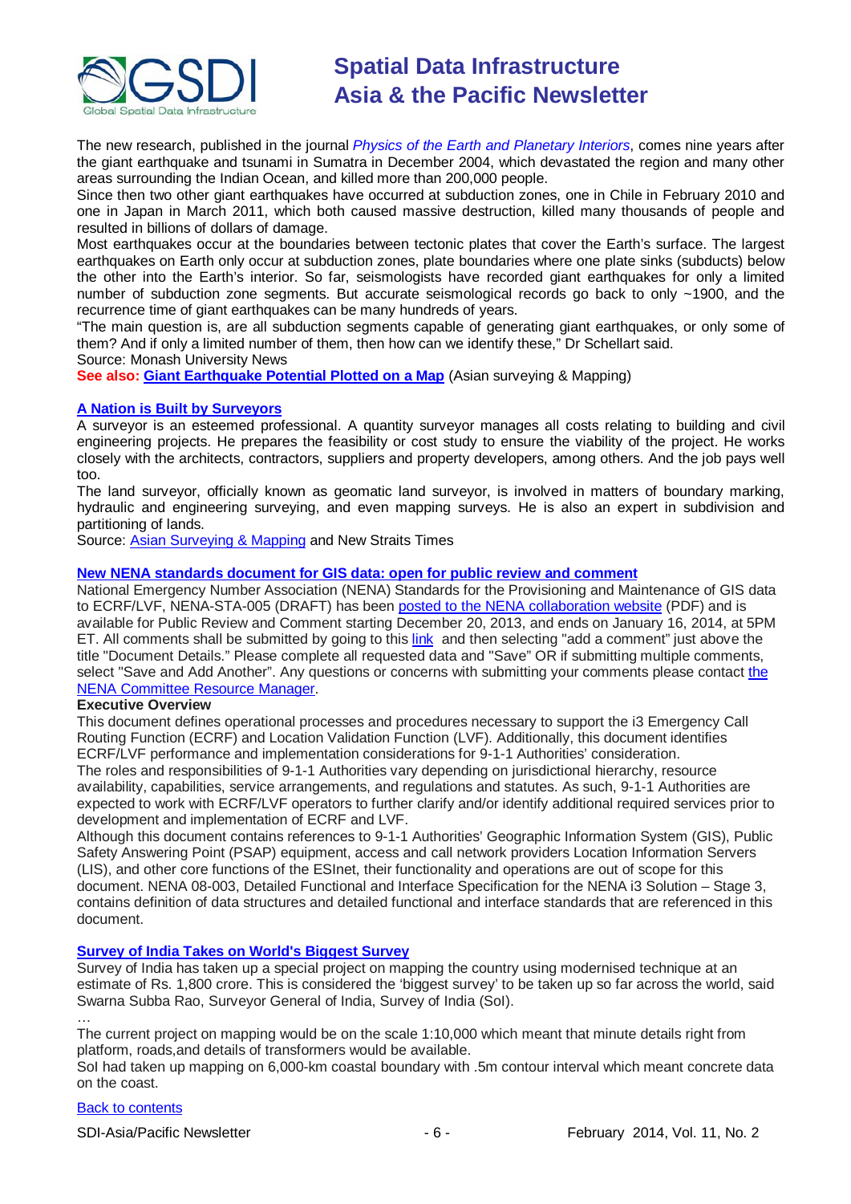The new research, published in the journal *Physics of the Earth and Planetary Interiors*, comes nine years after the giant earthquake and tsunami in Sumatra in December 2004, which devastated the region and many other areas surrounding the Indian Ocean, and killed more than 200,000 people.

Since then two other giant earthquakes have occurred at subduction zones, one in Chile in February 2010 and one in Japan in March 2011, which both caused massive destruction, killed many thousands of people and resulted in billions of dollars of damage.

Most earthquakes occur at the boundaries between tectonic plates that cover the Earth's surface. The largest earthquakes on Earth only occur at subduction zones, plate boundaries where one plate sinks (subducts) below the other into the Earth's interior. So far, seismologists have recorded giant earthquakes for only a limited number of subduction zone segments. But accurate seismological records go back to only ~1900, and the recurrence time of giant earthquakes can be many hundreds of years.

"The main question is, are all subduction segments capable of generating giant earthquakes, or only some of them? And if only a limited number of them, then how can we identify these," Dr Schellart said.

Source: Monash University News

**See also: [Giant Earthquake Potential Plotted on a Map](#)** (Asian surveying & Mapping)

### [A Nation is Built by Surveyors](#)

A surveyor is an esteemed professional. A quantity surveyor manages all costs relating to building and civil engineering projects. He prepares the feasibility or cost study to ensure the viability of the project. He works closely with the architects, contractors, suppliers and property developers, among others. And the job pays well too.

The land surveyor, officially known as geomatic land surveyor, is involved in matters of boundary marking, hydraulic and engineering surveying, and even mapping surveys. He is also an expert in subdivision and partitioning of lands.

Source: [Asian Surveying & Mapping](#) and New Straits Times

### [New NENA standards document for GIS data: open for public review and comment](#)

National Emergency Number Association (NENA) Standards for the Provisioning and Maintenance of GIS data to ECRF/LVF, NENA-STA-005 (DRAFT) has been [posted to the NENA collaboration website](#) (PDF) and is available for Public Review and Comment starting December 20, 2013, and ends on January 16, 2014, at 5PM ET. All comments shall be submitted by going to this [link](#) and then selecting "add a comment" just above the title "Document Details." Please complete all requested data and "Save" OR if submitting multiple comments, select "Save and Add Another". Any questions or concerns with submitting your comments please contact [the NENA Committee Resource Manager](#).

**Executive Overview**

This document defines operational processes and procedures necessary to support the i3 Emergency Call Routing Function (ECRF) and Location Validation Function (LVF). Additionally, this document identifies ECRF/LVF performance and implementation considerations for 9-1-1 Authorities' consideration.

The roles and responsibilities of 9-1-1 Authorities vary depending on jurisdictional hierarchy, resource availability, capabilities, service arrangements, and regulations and statutes. As such, 9-1-1 Authorities are expected to work with ECRF/LVF operators to further clarify and/or identify additional required services prior to development and implementation of ECRF and LVF.

Although this document contains references to 9-1-1 Authorities' Geographic Information System (GIS), Public Safety Answering Point (PSAP) equipment, access and call network providers Location Information Servers (LIS), and other core functions of the ESInet, their functionality and operations are out of scope for this document. NENA 08-003, Detailed Functional and Interface Specification for the NENA i3 Solution – Stage 3, contains definition of data structures and detailed functional and interface standards that are referenced in this document.

### [Survey of India Takes on World's Biggest Survey](#)

Survey of India has taken up a special project on mapping the country using modernised technique at an estimate of Rs. 1,800 crore. This is considered the 'biggest survey' to be taken up so far across the world, said Swarna Subba Rao, Surveyor General of India, Survey of India (SoI).

…

The current project on mapping would be on the scale 1:10,000 which meant that minute details right from platform, roads,and details of transformers would be available.

SoI had taken up mapping on 6,000-km coastal boundary with .5m contour interval which meant concrete data on the coast.

[Back to contents](#)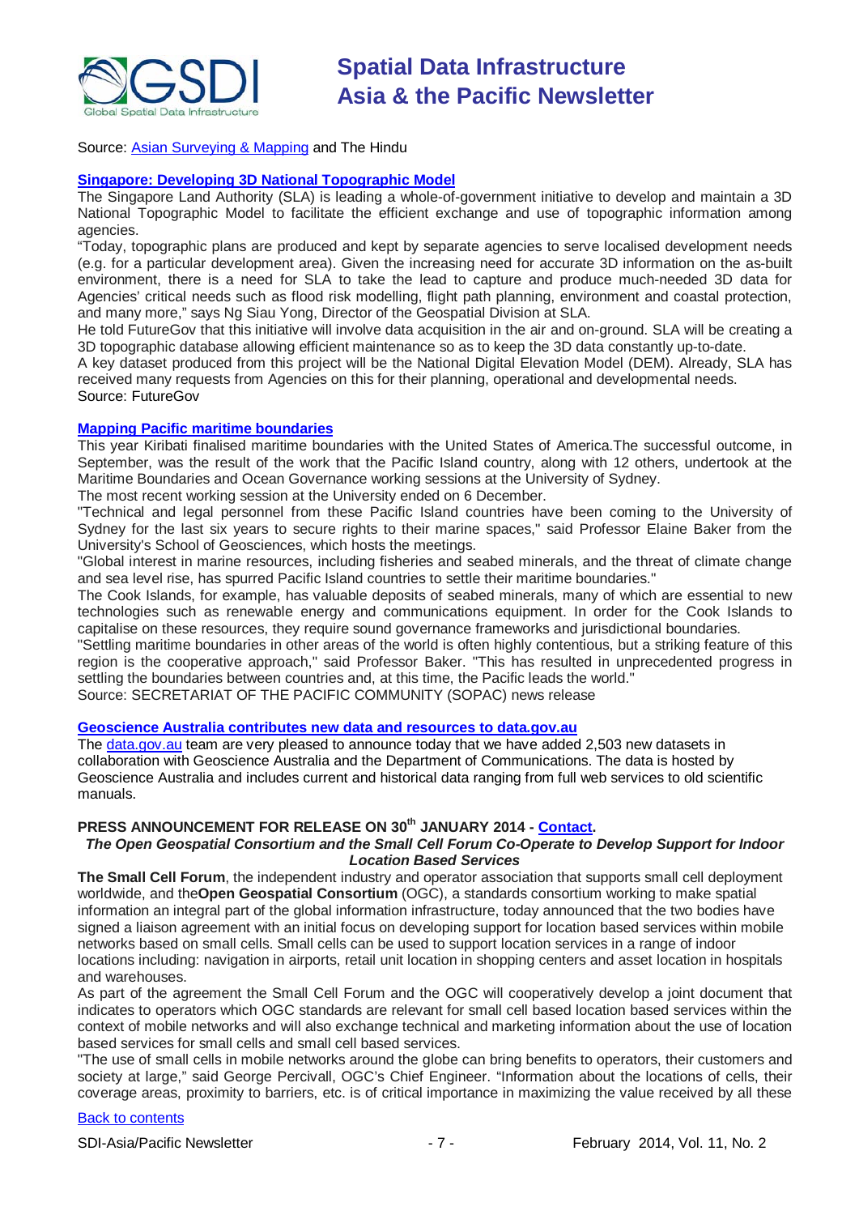Source: Asian Surveying & Mapping and The Hindu

### Singapore: Developing 3D National Topographic Model

The Singapore Land Authority (SLA) is leading a whole-of-government initiative to develop and maintain a 3D National Topographic Model to facilitate the efficient exchange and use of topographic information among agencies.

"Today, topographic plans are produced and kept by separate agencies to serve localised development needs (e.g. for a particular development area). Given the increasing need for accurate 3D information on the as-built environment, there is a need for SLA to take the lead to capture and produce much-needed 3D data for Agencies' critical needs such as flood risk modelling, flight path planning, environment and coastal protection, and many more," says Ng Siau Yong, Director of the Geospatial Division at SLA.

He told FutureGov that this initiative will involve data acquisition in the air and on-ground. SLA will be creating a 3D topographic database allowing efficient maintenance so as to keep the 3D data constantly up-to-date.

A key dataset produced from this project will be the National Digital Elevation Model (DEM). Already, SLA has received many requests from Agencies on this for their planning, operational and developmental needs.

Source: FutureGov

### Mapping Pacific maritime boundaries

This year Kiribati finalised maritime boundaries with the United States of America.The successful outcome, in September, was the result of the work that the Pacific Island country, along with 12 others, undertook at the Maritime Boundaries and Ocean Governance working sessions at the University of Sydney.

The most recent working session at the University ended on 6 December.

"Technical and legal personnel from these Pacific Island countries have been coming to the University of Sydney for the last six years to secure rights to their marine spaces," said Professor Elaine Baker from the University's School of Geosciences, which hosts the meetings.

"Global interest in marine resources, including fisheries and seabed minerals, and the threat of climate change and sea level rise, has spurred Pacific Island countries to settle their maritime boundaries."

The Cook Islands, for example, has valuable deposits of seabed minerals, many of which are essential to new technologies such as renewable energy and communications equipment. In order for the Cook Islands to capitalise on these resources, they require sound governance frameworks and jurisdictional boundaries.

"Settling maritime boundaries in other areas of the world is often highly contentious, but a striking feature of this region is the cooperative approach," said Professor Baker. "This has resulted in unprecedented progress in settling the boundaries between countries and, at this time, the Pacific leads the world."

Source: SECRETARIAT OF THE PACIFIC COMMUNITY (SOPAC) news release

### Geoscience Australia contributes new data and resources to data.gov.au

The data.gov.au team are very pleased to announce today that we have added 2,503 new datasets in collaboration with Geoscience Australia and the Department of Communications. The data is hosted by Geoscience Australia and includes current and historical data ranging from full web services to old scientific manuals.

### PRESS ANNOUNCEMENT FOR RELEASE ON 30th JANUARY 2014 - Contact.

***The Open Geospatial Consortium and the Small Cell Forum Co-Operate to Develop Support for Indoor Location Based Services***

**The Small Cell Forum**, the independent industry and operator association that supports small cell deployment worldwide, and the**Open Geospatial Consortium** (OGC), a standards consortium working to make spatial information an integral part of the global information infrastructure, today announced that the two bodies have signed a liaison agreement with an initial focus on developing support for location based services within mobile networks based on small cells. Small cells can be used to support location services in a range of indoor locations including: navigation in airports, retail unit location in shopping centers and asset location in hospitals and warehouses.

As part of the agreement the Small Cell Forum and the OGC will cooperatively develop a joint document that indicates to operators which OGC standards are relevant for small cell based location based services within the context of mobile networks and will also exchange technical and marketing information about the use of location based services for small cells and small cell based services.

"The use of small cells in mobile networks around the globe can bring benefits to operators, their customers and society at large," said George Percivall, OGC's Chief Engineer. "Information about the locations of cells, their coverage areas, proximity to barriers, etc. is of critical importance in maximizing the value received by all these

Back to contents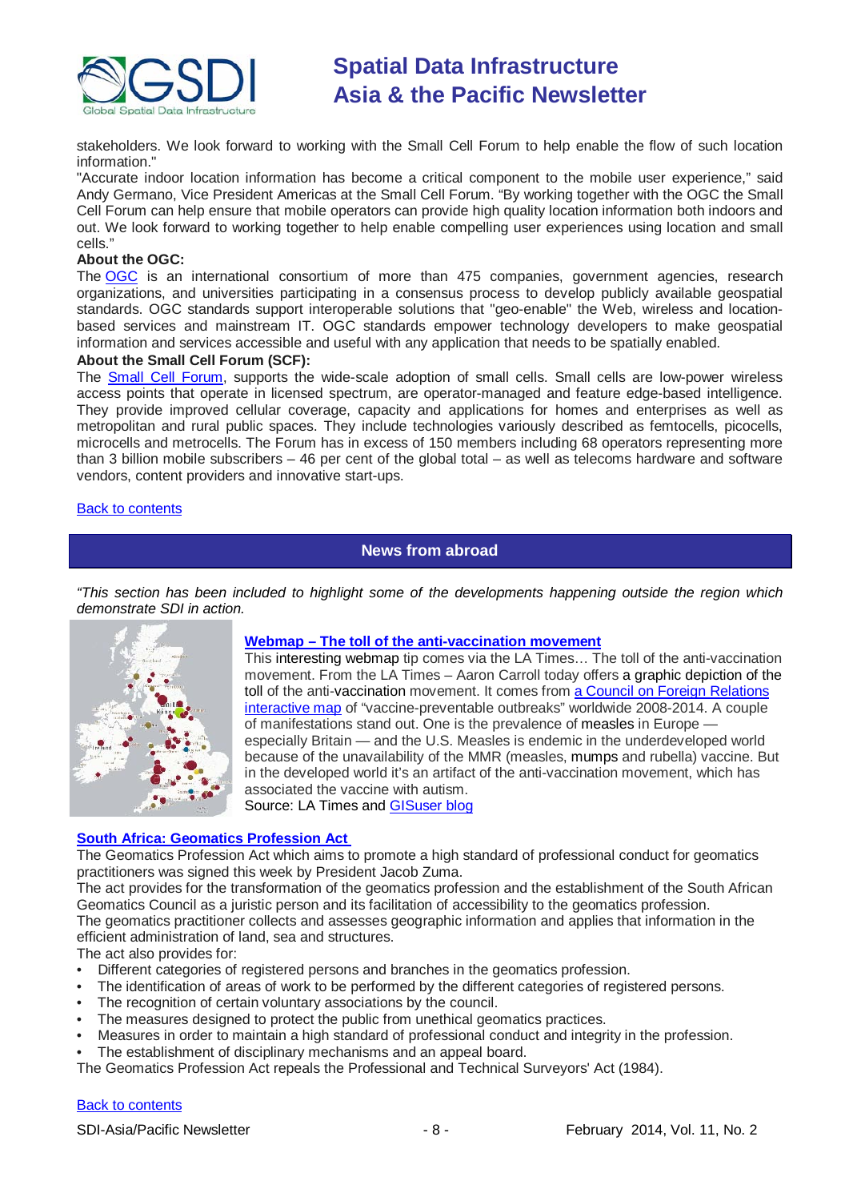stakeholders. We look forward to working with the Small Cell Forum to help enable the flow of such location information."

"Accurate indoor location information has become a critical component to the mobile user experience," said Andy Germano, Vice President Americas at the Small Cell Forum. "By working together with the OGC the Small Cell Forum can help ensure that mobile operators can provide high quality location information both indoors and out. We look forward to working together to help enable compelling user experiences using location and small cells."

**About the OGC:**

The OGC is an international consortium of more than 475 companies, government agencies, research organizations, and universities participating in a consensus process to develop publicly available geospatial standards. OGC standards support interoperable solutions that "geo-enable" the Web, wireless and location-based services and mainstream IT. OGC standards empower technology developers to make geospatial information and services accessible and useful with any application that needs to be spatially enabled.

**About the Small Cell Forum (SCF):**

The Small Cell Forum, supports the wide-scale adoption of small cells. Small cells are low-power wireless access points that operate in licensed spectrum, are operator-managed and feature edge-based intelligence. They provide improved cellular coverage, capacity and applications for homes and enterprises as well as metropolitan and rural public spaces. They include technologies variously described as femtocells, picocells, microcells and metrocells. The Forum has in excess of 150 members including 68 operators representing more than 3 billion mobile subscribers – 46 per cent of the global total – as well as telecoms hardware and software vendors, content providers and innovative start-ups.

Back to contents

## News from abroad

*"This section has been included to highlight some of the developments happening outside the region which demonstrate SDI in action.*

### Webmap – The toll of the anti-vaccination movement

This interesting webmap tip comes via the LA Times… The toll of the anti-vaccination movement. From the LA Times – Aaron Carroll today offers a graphic depiction of the toll of the anti-vaccination movement. It comes from a Council on Foreign Relations interactive map of "vaccine-preventable outbreaks" worldwide 2008-2014. A couple of manifestations stand out. One is the prevalence of measles in Europe — especially Britain — and the U.S. Measles is endemic in the underdeveloped world because of the unavailability of the MMR (measles, mumps and rubella) vaccine. But in the developed world it's an artifact of the anti-vaccination movement, which has associated the vaccine with autism.

Source: LA Times and GISuser blog

### South Africa: Geomatics Profession Act

The Geomatics Profession Act which aims to promote a high standard of professional conduct for geomatics practitioners was signed this week by President Jacob Zuma.

The act provides for the transformation of the geomatics profession and the establishment of the South African Geomatics Council as a juristic person and its facilitation of accessibility to the geomatics profession.

The geomatics practitioner collects and assesses geographic information and applies that information in the efficient administration of land, sea and structures.

The act also provides for:

- Different categories of registered persons and branches in the geomatics profession.
- The identification of areas of work to be performed by the different categories of registered persons.
- The recognition of certain voluntary associations by the council.
- The measures designed to protect the public from unethical geomatics practices.
- Measures in order to maintain a high standard of professional conduct and integrity in the profession.
- The establishment of disciplinary mechanisms and an appeal board.

The Geomatics Profession Act repeals the Professional and Technical Surveyors' Act (1984).

Back to contents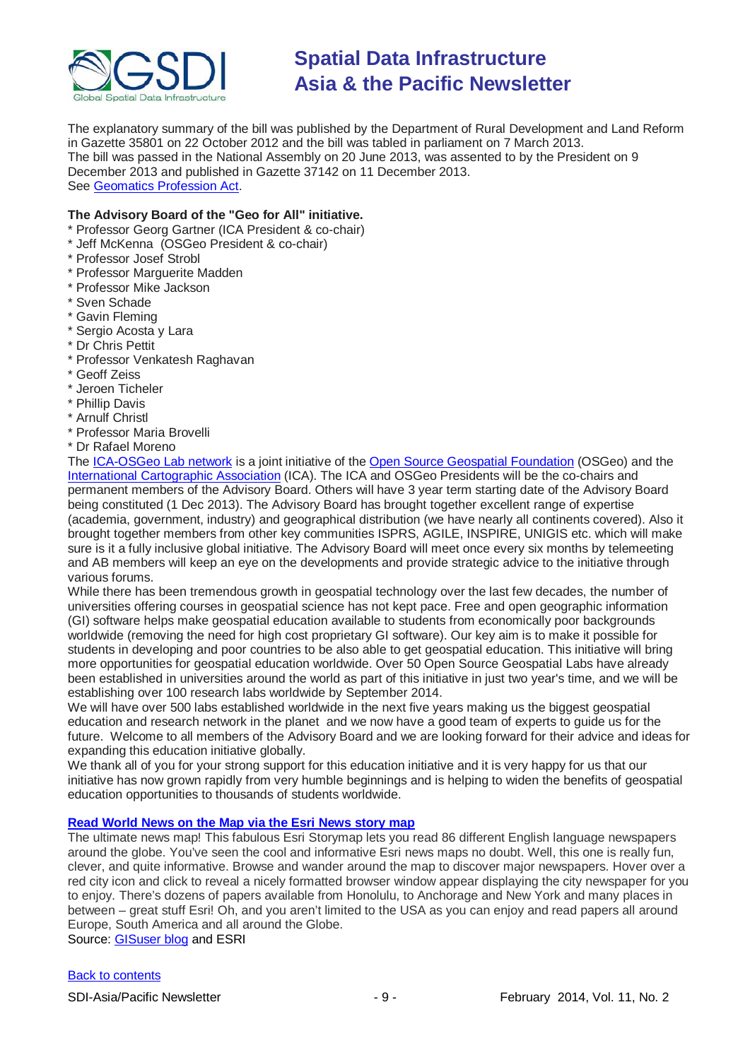The explanatory summary of the bill was published by the Department of Rural Development and Land Reform in Gazette 35801 on 22 October 2012 and the bill was tabled in parliament on 7 March 2013.
The bill was passed in the National Assembly on 20 June 2013, was assented to by the President on 9 December 2013 and published in Gazette 37142 on 11 December 2013.
See Geomatics Profession Act.

**The Advisory Board of the "Geo for All" initiative.**

* Professor Georg Gartner (ICA President & co-chair)
* Jeff McKenna (OSGeo President & co-chair)
* Professor Josef Strobl
* Professor Marguerite Madden
* Professor Mike Jackson
* Sven Schade
* Gavin Fleming
* Sergio Acosta y Lara
* Dr Chris Pettit
* Professor Venkatesh Raghavan
* Geoff Zeiss
* Jeroen Ticheler
* Phillip Davis
* Arnulf Christl
* Professor Maria Brovelli
* Dr Rafael Moreno

The ICA-OSGeo Lab network is a joint initiative of the Open Source Geospatial Foundation (OSGeo) and the International Cartographic Association (ICA). The ICA and OSGeo Presidents will be the co-chairs and permanent members of the Advisory Board. Others will have 3 year term starting date of the Advisory Board being constituted (1 Dec 2013). The Advisory Board has brought together excellent range of expertise (academia, government, industry) and geographical distribution (we have nearly all continents covered). Also it brought together members from other key communities ISPRS, AGILE, INSPIRE, UNIGIS etc. which will make sure is it a fully inclusive global initiative. The Advisory Board will meet once every six months by telemeeting and AB members will keep an eye on the developments and provide strategic advice to the initiative through various forums.
While there has been tremendous growth in geospatial technology over the last few decades, the number of universities offering courses in geospatial science has not kept pace. Free and open geographic information (GI) software helps make geospatial education available to students from economically poor backgrounds worldwide (removing the need for high cost proprietary GI software). Our key aim is to make it possible for students in developing and poor countries to be also able to get geospatial education. This initiative will bring more opportunities for geospatial education worldwide. Over 50 Open Source Geospatial Labs have already been established in universities around the world as part of this initiative in just two year's time, and we will be establishing over 100 research labs worldwide by September 2014.
We will have over 500 labs established worldwide in the next five years making us the biggest geospatial education and research network in the planet and we now have a good team of experts to guide us for the future. Welcome to all members of the Advisory Board and we are looking forward for their advice and ideas for expanding this education initiative globally.
We thank all of you for your strong support for this education initiative and it is very happy for us that our initiative has now grown rapidly from very humble beginnings and is helping to widen the benefits of geospatial education opportunities to thousands of students worldwide.

**Read World News on the Map via the Esri News story map**

The ultimate news map! This fabulous Esri Storymap lets you read 86 different English language newspapers around the globe. You've seen the cool and informative Esri news maps no doubt. Well, this one is really fun, clever, and quite informative. Browse and wander around the map to discover major newspapers. Hover over a red city icon and click to reveal a nicely formatted browser window appear displaying the city newspaper for you to enjoy. There's dozens of papers available from Honolulu, to Anchorage and New York and many places in between – great stuff Esri! Oh, and you aren't limited to the USA as you can enjoy and read papers all around Europe, South America and all around the Globe.
Source: GISuser blog and ESRI

Back to contents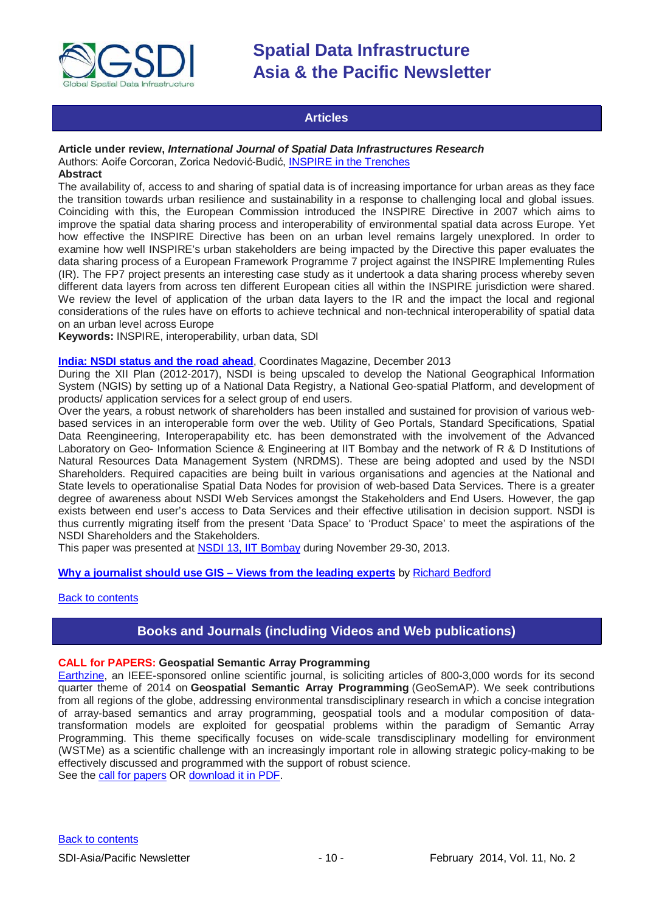## Articles

**Article under review, *International Journal of Spatial Data Infrastructures Research***
Authors: Aoife Corcoran, Zorica Nedović-Budić, INSPIRE in the Trenches
**Abstract**
The availability of, access to and sharing of spatial data is of increasing importance for urban areas as they face the transition towards urban resilience and sustainability in a response to challenging local and global issues. Coinciding with this, the European Commission introduced the INSPIRE Directive in 2007 which aims to improve the spatial data sharing process and interoperability of environmental spatial data across Europe. Yet how effective the INSPIRE Directive has been on an urban level remains largely unexplored. In order to examine how well INSPIRE's urban stakeholders are being impacted by the Directive this paper evaluates the data sharing process of a European Framework Programme 7 project against the INSPIRE Implementing Rules (IR). The FP7 project presents an interesting case study as it undertook a data sharing process whereby seven different data layers from across ten different European cities all within the INSPIRE jurisdiction were shared. We review the level of application of the urban data layers to the IR and the impact the local and regional considerations of the rules have on efforts to achieve technical and non-technical interoperability of spatial data on an urban level across Europe
**Keywords:** INSPIRE, interoperability, urban data, SDI

**India: NSDI status and the road ahead**, Coordinates Magazine, December 2013
During the XII Plan (2012-2017), NSDI is being upscaled to develop the National Geographical Information System (NGIS) by setting up of a National Data Registry, a National Geo-spatial Platform, and development of products/ application services for a select group of end users.
Over the years, a robust network of shareholders has been installed and sustained for provision of various web-based services in an interoperable form over the web. Utility of Geo Portals, Standard Specifications, Spatial Data Reengineering, Interoperapability etc. has been demonstrated with the involvement of the Advanced Laboratory on Geo- Information Science & Engineering at IIT Bombay and the network of R & D Institutions of Natural Resources Data Management System (NRDMS). These are being adopted and used by the NSDI Shareholders. Required capacities are being built in various organisations and agencies at the National and State levels to operationalise Spatial Data Nodes for provision of web-based Data Services. There is a greater degree of awareness about NSDI Web Services amongst the Stakeholders and End Users. However, the gap exists between end user's access to Data Services and their effective utilisation in decision support. NSDI is thus currently migrating itself from the present 'Data Space' to 'Product Space' to meet the aspirations of the NSDI Shareholders and the Stakeholders.
This paper was presented at NSDI 13, IIT Bombay during November 29-30, 2013.

**Why a journalist should use GIS – Views from the leading experts** by Richard Bedford

Back to contents

## Books and Journals (including Videos and Web publications)

**CALL for PAPERS: Geospatial Semantic Array Programming**
Earthzine, an IEEE-sponsored online scientific journal, is soliciting articles of 800-3,000 words for its second quarter theme of 2014 on **Geospatial Semantic Array Programming** (GeoSemAP). We seek contributions from all regions of the globe, addressing environmental transdisciplinary research in which a concise integration of array-based semantics and array programming, geospatial tools and a modular composition of data-transformation models are exploited for geospatial problems within the paradigm of Semantic Array Programming. This theme specifically focuses on wide-scale transdisciplinary modelling for environment (WSTMe) as a scientific challenge with an increasingly important role in allowing strategic policy-making to be effectively discussed and programmed with the support of robust science.
See the call for papers OR download it in PDF.

Back to contents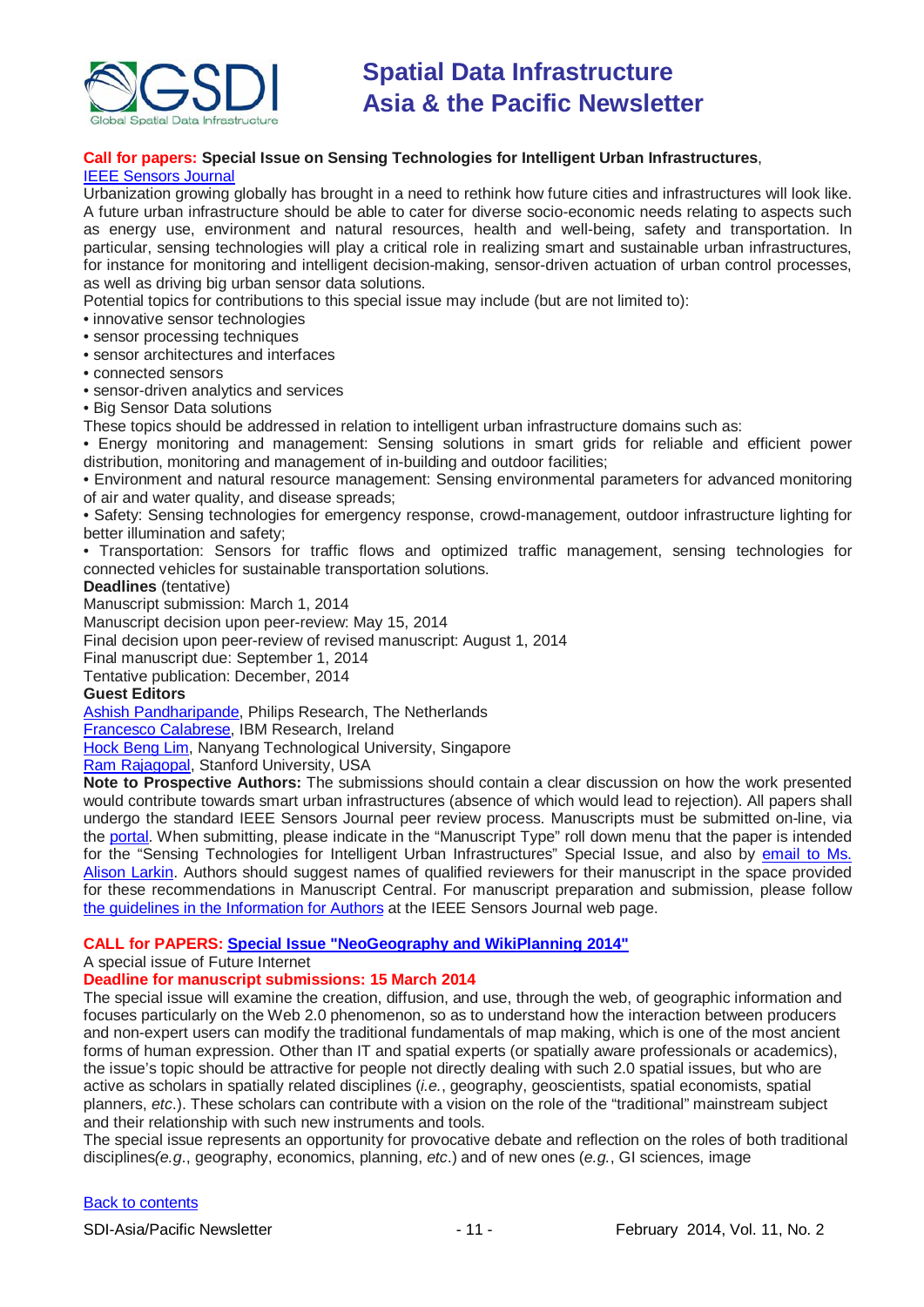**Call for papers: Special Issue on Sensing Technologies for Intelligent Urban Infrastructures**, [IEEE Sensors Journal]

Urbanization growing globally has brought in a need to rethink how future cities and infrastructures will look like. A future urban infrastructure should be able to cater for diverse socio-economic needs relating to aspects such as energy use, environment and natural resources, health and well-being, safety and transportation. In particular, sensing technologies will play a critical role in realizing smart and sustainable urban infrastructures, for instance for monitoring and intelligent decision-making, sensor-driven actuation of urban control processes, as well as driving big urban sensor data solutions.

Potential topics for contributions to this special issue may include (but are not limited to):

- innovative sensor technologies
- sensor processing techniques
- sensor architectures and interfaces
- connected sensors
- sensor-driven analytics and services
- Big Sensor Data solutions

These topics should be addressed in relation to intelligent urban infrastructure domains such as:

- Energy monitoring and management: Sensing solutions in smart grids for reliable and efficient power distribution, monitoring and management of in-building and outdoor facilities;
- Environment and natural resource management: Sensing environmental parameters for advanced monitoring of air and water quality, and disease spreads;
- Safety: Sensing technologies for emergency response, crowd-management, outdoor infrastructure lighting for better illumination and safety;
- Transportation: Sensors for traffic flows and optimized traffic management, sensing technologies for connected vehicles for sustainable transportation solutions.

**Deadlines** (tentative)

Manuscript submission: March 1, 2014
Manuscript decision upon peer-review: May 15, 2014
Final decision upon peer-review of revised manuscript: August 1, 2014
Final manuscript due: September 1, 2014
Tentative publication: December, 2014

**Guest Editors**

Ashish Pandharipande, Philips Research, The Netherlands
Francesco Calabrese, IBM Research, Ireland
Hock Beng Lim, Nanyang Technological University, Singapore
Ram Rajagopal, Stanford University, USA

**Note to Prospective Authors:** The submissions should contain a clear discussion on how the work presented would contribute towards smart urban infrastructures (absence of which would lead to rejection). All papers shall undergo the standard IEEE Sensors Journal peer review process. Manuscripts must be submitted on-line, via the portal. When submitting, please indicate in the "Manuscript Type" roll down menu that the paper is intended for the "Sensing Technologies for Intelligent Urban Infrastructures" Special Issue, and also by email to Ms. Alison Larkin. Authors should suggest names of qualified reviewers for their manuscript in the space provided for these recommendations in Manuscript Central. For manuscript preparation and submission, please follow the guidelines in the Information for Authors at the IEEE Sensors Journal web page.

**CALL for PAPERS: Special Issue "NeoGeography and WikiPlanning 2014"**

A special issue of Future Internet

**Deadline for manuscript submissions: 15 March 2014**

The special issue will examine the creation, diffusion, and use, through the web, of geographic information and focuses particularly on the Web 2.0 phenomenon, so as to understand how the interaction between producers and non-expert users can modify the traditional fundamentals of map making, which is one of the most ancient forms of human expression. Other than IT and spatial experts (or spatially aware professionals or academics), the issue's topic should be attractive for people not directly dealing with such 2.0 spatial issues, but who are active as scholars in spatially related disciplines (*i.e.*, geography, geoscientists, spatial economists, spatial planners, *etc*.). These scholars can contribute with a vision on the role of the "traditional" mainstream subject and their relationship with such new instruments and tools.

The special issue represents an opportunity for provocative debate and reflection on the roles of both traditional disciplines(*e.g*., geography, economics, planning, *etc*.) and of new ones (*e.g.*, GI sciences, image

Back to contents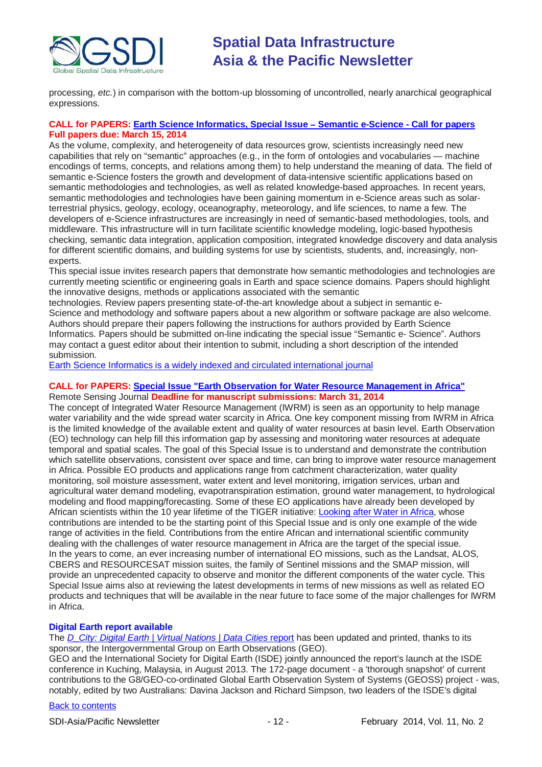processing, *etc.*) in comparison with the bottom-up blossoming of uncontrolled, nearly anarchical geographical expressions.

**CALL for PAPERS: Earth Science Informatics, Special Issue – Semantic e-Science - Call for papers**
**Full papers due: March 15, 2014**

As the volume, complexity, and heterogeneity of data resources grow, scientists increasingly need new capabilities that rely on "semantic" approaches (e.g., in the form of ontologies and vocabularies — machine encodings of terms, concepts, and relations among them) to help understand the meaning of data. The field of semantic e-Science fosters the growth and development of data-intensive scientific applications based on semantic methodologies and technologies, as well as related knowledge-based approaches. In recent years, semantic methodologies and technologies have been gaining momentum in e-Science areas such as solar-terrestrial physics, geology, ecology, oceanography, meteorology, and life sciences, to name a few. The developers of e-Science infrastructures are increasingly in need of semantic-based methodologies, tools, and middleware. This infrastructure will in turn facilitate scientific knowledge modeling, logic-based hypothesis checking, semantic data integration, application composition, integrated knowledge discovery and data analysis for different scientific domains, and building systems for use by scientists, students, and, increasingly, non-experts.

This special issue invites research papers that demonstrate how semantic methodologies and technologies are currently meeting scientific or engineering goals in Earth and space science domains. Papers should highlight the innovative designs, methods or applications associated with the semantic technologies. Review papers presenting state-of-the-art knowledge about a subject in semantic e-Science and methodology and software papers about a new algorithm or software package are also welcome. Authors should prepare their papers following the instructions for authors provided by Earth Science Informatics. Papers should be submitted on-line indicating the special issue "Semantic e- Science". Authors may contact a guest editor about their intention to submit, including a short description of the intended submission.

Earth Science Informatics is a widely indexed and circulated international journal

**CALL for PAPERS: Special Issue "Earth Observation for Water Resource Management in Africa"**
Remote Sensing Journal **Deadline for manuscript submissions: March 31, 2014**

The concept of Integrated Water Resource Management (IWRM) is seen as an opportunity to help manage water variability and the wide spread water scarcity in Africa. One key component missing from IWRM in Africa is the limited knowledge of the available extent and quality of water resources at basin level. Earth Observation (EO) technology can help fill this information gap by assessing and monitoring water resources at adequate temporal and spatial scales. The goal of this Special Issue is to understand and demonstrate the contribution which satellite observations, consistent over space and time, can bring to improve water resource management in Africa. Possible EO products and applications range from catchment characterization, water quality monitoring, soil moisture assessment, water extent and level monitoring, irrigation services, urban and agricultural water demand modeling, evapotranspiration estimation, ground water management, to hydrological modeling and flood mapping/forecasting. Some of these EO applications have already been developed by African scientists within the 10 year lifetime of the TIGER initiative: Looking after Water in Africa, whose contributions are intended to be the starting point of this Special Issue and is only one example of the wide range of activities in the field. Contributions from the entire African and international scientific community dealing with the challenges of water resource management in Africa are the target of the special issue.

In the years to come, an ever increasing number of international EO missions, such as the Landsat, ALOS, CBERS and RESOURCESAT mission suites, the family of Sentinel missions and the SMAP mission, will provide an unprecedented capacity to observe and monitor the different components of the water cycle. This Special Issue aims also at reviewing the latest developments in terms of new missions as well as related EO products and techniques that will be available in the near future to face some of the major challenges for IWRM in Africa.

**Digital Earth report available**

The *D_City: Digital Earth | Virtual Nations | Data Cities* report has been updated and printed, thanks to its sponsor, the Intergovernmental Group on Earth Observations (GEO).

GEO and the International Society for Digital Earth (ISDE) jointly announced the report's launch at the ISDE conference in Kuching, Malaysia, in August 2013. The 172-page document - a 'thorough snapshot' of current contributions to the G8/GEO-co-ordinated Global Earth Observation System of Systems (GEOSS) project - was, notably, edited by two Australians: Davina Jackson and Richard Simpson, two leaders of the ISDE's digital

Back to contents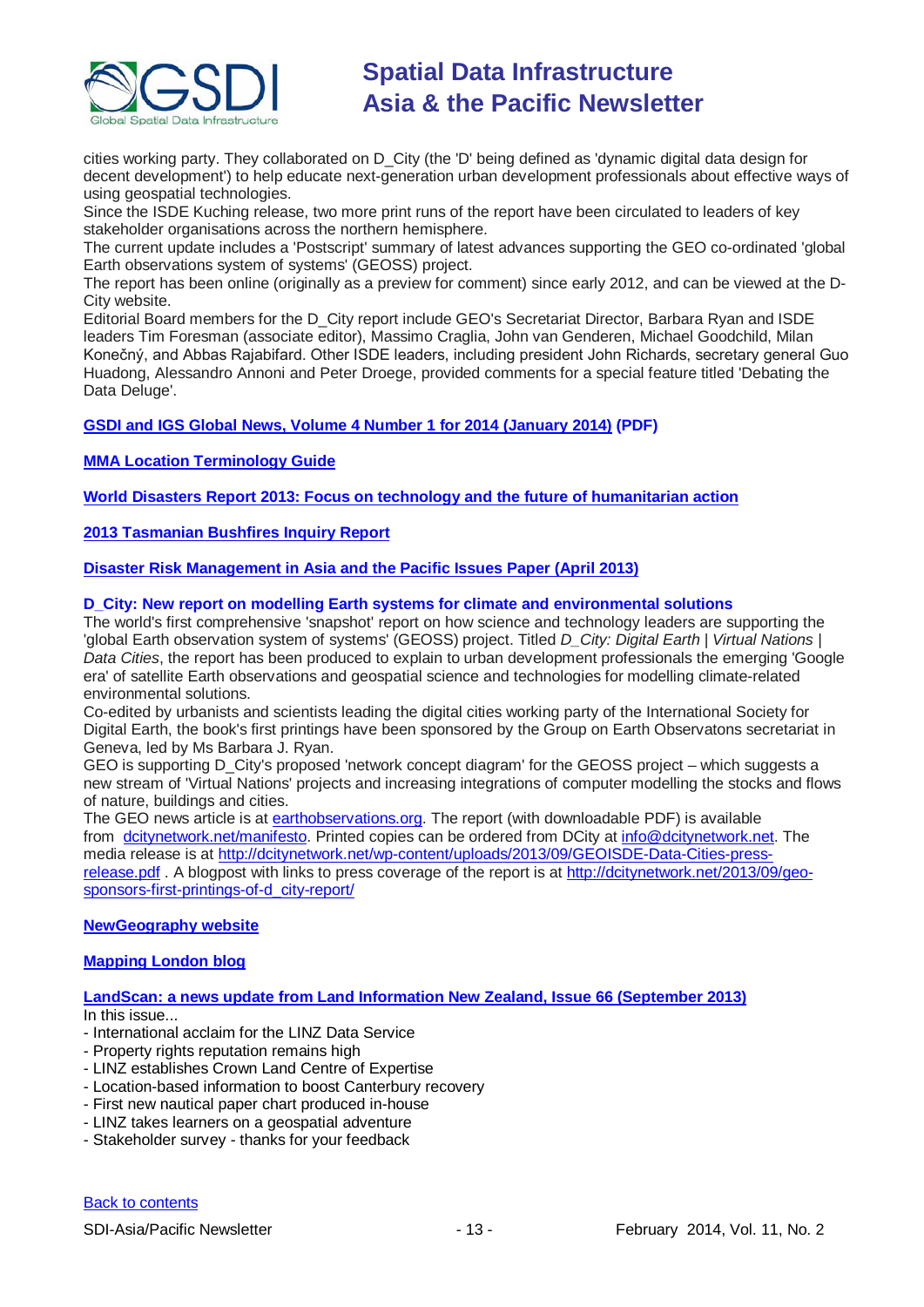cities working party. They collaborated on D_City (the 'D' being defined as 'dynamic digital data design for decent development') to help educate next-generation urban development professionals about effective ways of using geospatial technologies.
Since the ISDE Kuching release, two more print runs of the report have been circulated to leaders of key stakeholder organisations across the northern hemisphere.
The current update includes a 'Postscript' summary of latest advances supporting the GEO co-ordinated 'global Earth observations system of systems' (GEOSS) project.
The report has been online (originally as a preview for comment) since early 2012, and can be viewed at the D-City website.
Editorial Board members for the D_City report include GEO's Secretariat Director, Barbara Ryan and ISDE leaders Tim Foresman (associate editor), Massimo Craglia, John van Genderen, Michael Goodchild, Milan Konečný, and Abbas Rajabifard. Other ISDE leaders, including president John Richards, secretary general Guo Huadong, Alessandro Annoni and Peter Droege, provided comments for a special feature titled 'Debating the Data Deluge'.

**GSDI and IGS Global News, Volume 4 Number 1 for 2014 (January 2014) (PDF)**

**MMA Location Terminology Guide**

**World Disasters Report 2013: Focus on technology and the future of humanitarian action**

**2013 Tasmanian Bushfires Inquiry Report**

**Disaster Risk Management in Asia and the Pacific Issues Paper (April 2013)**

**D_City: New report on modelling Earth systems for climate and environmental solutions**

The world's first comprehensive 'snapshot' report on how science and technology leaders are supporting the 'global Earth observation system of systems' (GEOSS) project. Titled *D_City: Digital Earth | Virtual Nations | Data Cities*, the report has been produced to explain to urban development professionals the emerging 'Google era' of satellite Earth observations and geospatial science and technologies for modelling climate-related environmental solutions.
Co-edited by urbanists and scientists leading the digital cities working party of the International Society for Digital Earth, the book's first printings have been sponsored by the Group on Earth Observatons secretariat in Geneva, led by Ms Barbara J. Ryan.
GEO is supporting D_City's proposed 'network concept diagram' for the GEOSS project – which suggests a new stream of 'Virtual Nations' projects and increasing integrations of computer modelling the stocks and flows of nature, buildings and cities.
The GEO news article is at earthobservations.org. The report (with downloadable PDF) is available from dcitynetwork.net/manifesto. Printed copies can be ordered from DCity at info@dcitynetwork.net. The media release is at http://dcitynetwork.net/wp-content/uploads/2013/09/GEOISDE-Data-Cities-press-release.pdf . A blogpost with links to press coverage of the report is at http://dcitynetwork.net/2013/09/geo-sponsors-first-printings-of-d_city-report/

**NewGeography website**

**Mapping London blog**

**LandScan: a news update from Land Information New Zealand, Issue 66 (September 2013)**

In this issue...
- International acclaim for the LINZ Data Service
- Property rights reputation remains high
- LINZ establishes Crown Land Centre of Expertise
- Location-based information to boost Canterbury recovery
- First new nautical paper chart produced in-house
- LINZ takes learners on a geospatial adventure
- Stakeholder survey - thanks for your feedback

Back to contents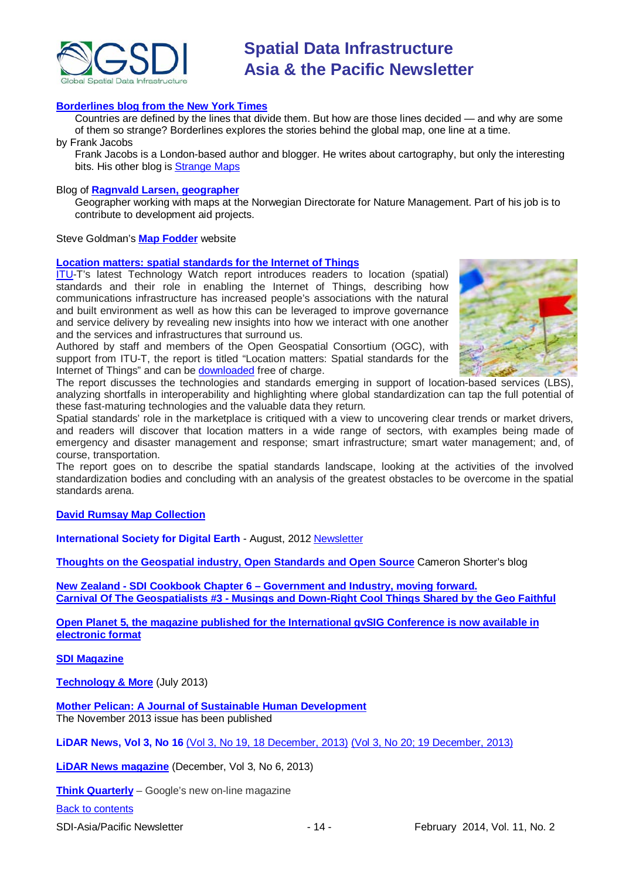**Borderlines blog from the New York Times**

Countries are defined by the lines that divide them. But how are those lines decided — and why are some of them so strange? Borderlines explores the stories behind the global map, one line at a time.

by Frank Jacobs

Frank Jacobs is a London-based author and blogger. He writes about cartography, but only the interesting bits. His other blog is Strange Maps

Blog of **Ragnvald Larsen, geographer**

Geographer working with maps at the Norwegian Directorate for Nature Management. Part of his job is to contribute to development aid projects.

Steve Goldman's **Map Fodder** website

**Location matters: spatial standards for the Internet of Things**

ITU-T's latest Technology Watch report introduces readers to location (spatial) standards and their role in enabling the Internet of Things, describing how communications infrastructure has increased people's associations with the natural and built environment as well as how this can be leveraged to improve governance and service delivery by revealing new insights into how we interact with one another and the services and infrastructures that surround us.

Authored by staff and members of the Open Geospatial Consortium (OGC), with support from ITU-T, the report is titled "Location matters: Spatial standards for the Internet of Things" and can be downloaded free of charge.

The report discusses the technologies and standards emerging in support of location-based services (LBS), analyzing shortfalls in interoperability and highlighting where global standardization can tap the full potential of these fast-maturing technologies and the valuable data they return.

Spatial standards' role in the marketplace is critiqued with a view to uncovering clear trends or market drivers, and readers will discover that location matters in a wide range of sectors, with examples being made of emergency and disaster management and response; smart infrastructure; smart water management; and, of course, transportation.

The report goes on to describe the spatial standards landscape, looking at the activities of the involved standardization bodies and concluding with an analysis of the greatest obstacles to be overcome in the spatial standards arena.

**David Rumsay Map Collection**

**International Society for Digital Earth** - August, 2012 Newsletter

**Thoughts on the Geospatial industry, Open Standards and Open Source** Cameron Shorter's blog

**New Zealand - SDI Cookbook Chapter 6 – Government and Industry, moving forward.**
**Carnival Of The Geospatialists #3 - Musings and Down-Right Cool Things Shared by the Geo Faithful**

**Open Planet 5, the magazine published for the International gvSIG Conference is now available in electronic format**

**SDI Magazine**

**Technology & More** (July 2013)

**Mother Pelican: A Journal of Sustainable Human Development**
The November 2013 issue has been published

**LiDAR News, Vol 3, No 16** (Vol 3, No 19, 18 December, 2013) (Vol 3, No 20; 19 December, 2013)

**LiDAR News magazine** (December, Vol 3, No 6, 2013)

**Think Quarterly** – Google's new on-line magazine

Back to contents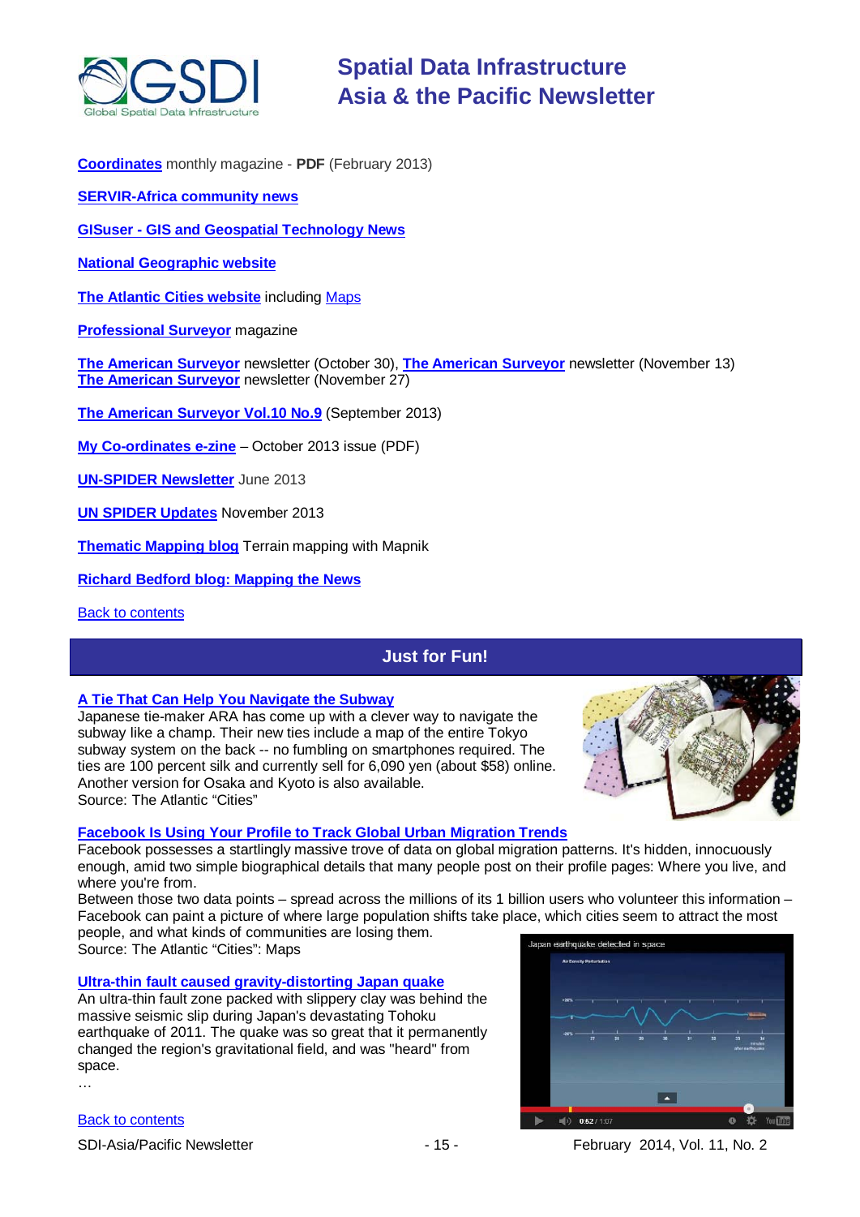**Coordinates** monthly magazine - **PDF** (February 2013)

**SERVIR-Africa community news**

**GISuser - GIS and Geospatial Technology News**

**National Geographic website**

**The Atlantic Cities website** including Maps

**Professional Surveyor** magazine

**The American Surveyor** newsletter (October 30), **The American Surveyor** newsletter (November 13)
**The American Surveyor** newsletter (November 27)

**The American Surveyor Vol.10 No.9** (September 2013)

**My Co-ordinates e-zine** – October 2013 issue (PDF)

**UN-SPIDER Newsletter** June 2013

**UN SPIDER Updates** November 2013

**Thematic Mapping blog** Terrain mapping with Mapnik

**Richard Bedford blog: Mapping the News**

Back to contents

## Just for Fun!

**A Tie That Can Help You Navigate the Subway**
Japanese tie-maker ARA has come up with a clever way to navigate the subway like a champ. Their new ties include a map of the entire Tokyo subway system on the back -- no fumbling on smartphones required. The ties are 100 percent silk and currently sell for 6,090 yen (about $58) online. Another version for Osaka and Kyoto is also available.
Source: The Atlantic "Cities"

**Facebook Is Using Your Profile to Track Global Urban Migration Trends**
Facebook possesses a startlingly massive trove of data on global migration patterns. It's hidden, innocuously enough, amid two simple biographical details that many people post on their profile pages: Where you live, and where you're from.
Between those two data points – spread across the millions of its 1 billion users who volunteer this information – Facebook can paint a picture of where large population shifts take place, which cities seem to attract the most people, and what kinds of communities are losing them.
Source: The Atlantic "Cities": Maps

**Ultra-thin fault caused gravity-distorting Japan quake**
An ultra-thin fault zone packed with slippery clay was behind the massive seismic slip during Japan's devastating Tohoku earthquake of 2011. The quake was so great that it permanently changed the region's gravitational field, and was "heard" from space.
…

Back to contents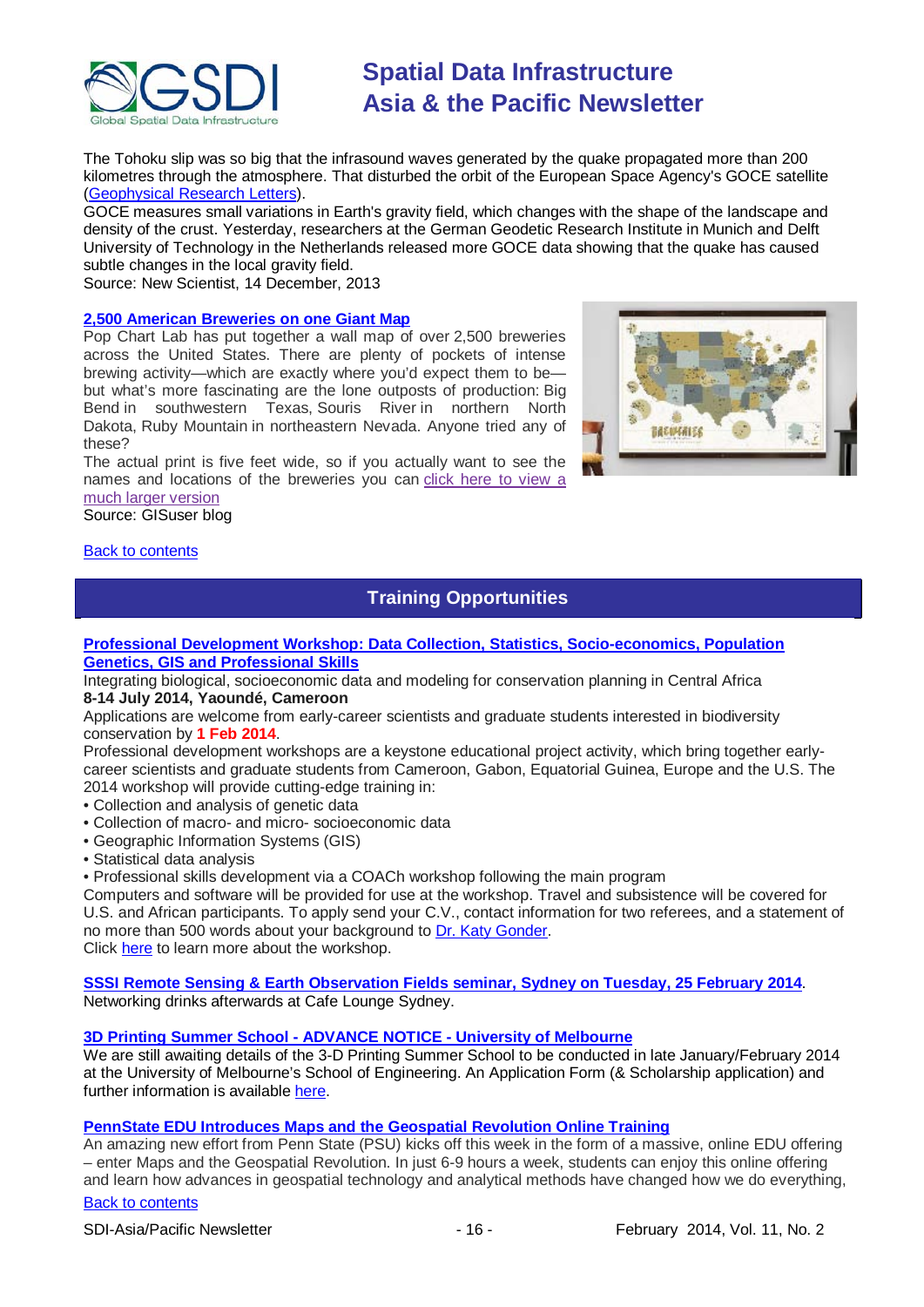The Tohoku slip was so big that the infrasound waves generated by the quake propagated more than 200 kilometres through the atmosphere. That disturbed the orbit of the European Space Agency's GOCE satellite (Geophysical Research Letters).
GOCE measures small variations in Earth's gravity field, which changes with the shape of the landscape and density of the crust. Yesterday, researchers at the German Geodetic Research Institute in Munich and Delft University of Technology in the Netherlands released more GOCE data showing that the quake has caused subtle changes in the local gravity field.
Source: New Scientist, 14 December, 2013

### 2,500 American Breweries on one Giant Map

Pop Chart Lab has put together a wall map of over 2,500 breweries across the United States. There are plenty of pockets of intense brewing activity—which are exactly where you'd expect them to be—but what's more fascinating are the lone outposts of production: Big Bend in southwestern Texas, Souris River in northern North Dakota, Ruby Mountain in northeastern Nevada. Anyone tried any of these?
The actual print is five feet wide, so if you actually want to see the names and locations of the breweries you can click here to view a much larger version
Source: GISuser blog

Back to contents

## Training Opportunities

### Professional Development Workshop: Data Collection, Statistics, Socio-economics, Population Genetics, GIS and Professional Skills

Integrating biological, socioeconomic data and modeling for conservation planning in Central Africa
**8-14 July 2014, Yaoundé, Cameroon**
Applications are welcome from early-career scientists and graduate students interested in biodiversity conservation by **1 Feb 2014**.
Professional development workshops are a keystone educational project activity, which bring together early-career scientists and graduate students from Cameroon, Gabon, Equatorial Guinea, Europe and the U.S. The 2014 workshop will provide cutting-edge training in:

- Collection and analysis of genetic data
- Collection of macro- and micro- socioeconomic data
- Geographic Information Systems (GIS)
- Statistical data analysis
- Professional skills development via a COACh workshop following the main program

Computers and software will be provided for use at the workshop. Travel and subsistence will be covered for U.S. and African participants. To apply send your C.V., contact information for two referees, and a statement of no more than 500 words about your background to Dr. Katy Gonder.
Click here to learn more about the workshop.

### SSSI Remote Sensing & Earth Observation Fields seminar, Sydney on Tuesday, 25 February 2014.

Networking drinks afterwards at Cafe Lounge Sydney.

### 3D Printing Summer School - ADVANCE NOTICE - University of Melbourne

We are still awaiting details of the 3-D Printing Summer School to be conducted in late January/February 2014 at the University of Melbourne's School of Engineering. An Application Form (& Scholarship application) and further information is available here.

### PennState EDU Introduces Maps and the Geospatial Revolution Online Training

An amazing new effort from Penn State (PSU) kicks off this week in the form of a massive, online EDU offering – enter Maps and the Geospatial Revolution. In just 6-9 hours a week, students can enjoy this online offering and learn how advances in geospatial technology and analytical methods have changed how we do everything,

Back to contents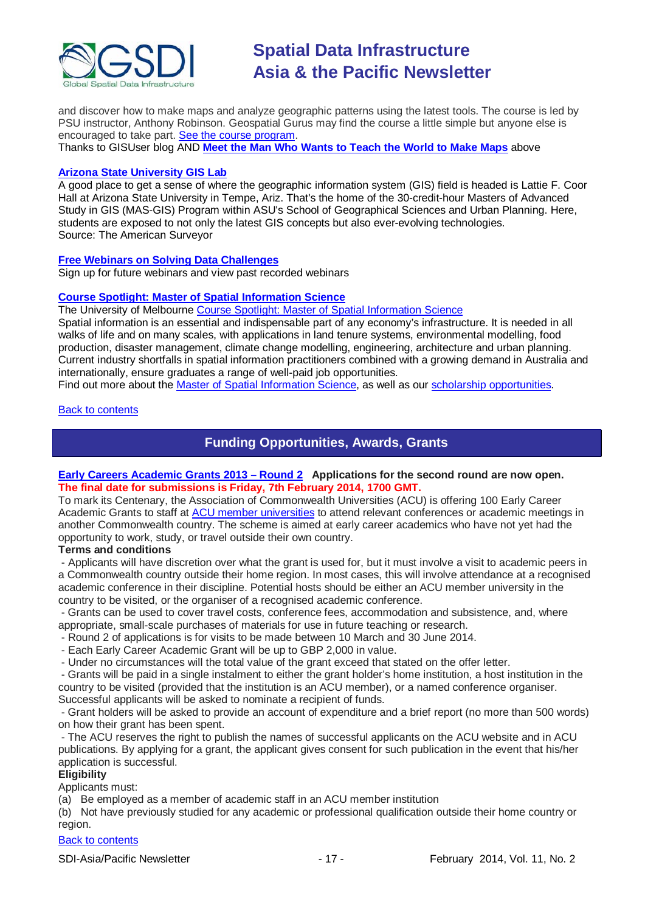and discover how to make maps and analyze geographic patterns using the latest tools. The course is led by PSU instructor, Anthony Robinson. Geospatial Gurus may find the course a little simple but anyone else is encouraged to take part. See the course program.
Thanks to GISUser blog AND **Meet the Man Who Wants to Teach the World to Make Maps** above

**Arizona State University GIS Lab**
A good place to get a sense of where the geographic information system (GIS) field is headed is Lattie F. Coor Hall at Arizona State University in Tempe, Ariz. That's the home of the 30-credit-hour Masters of Advanced Study in GIS (MAS-GIS) Program within ASU's School of Geographical Sciences and Urban Planning. Here, students are exposed to not only the latest GIS concepts but also ever-evolving technologies.
Source: The American Surveyor

**Free Webinars on Solving Data Challenges**
Sign up for future webinars and view past recorded webinars

**Course Spotlight: Master of Spatial Information Science**
The University of Melbourne Course Spotlight: Master of Spatial Information Science
Spatial information is an essential and indispensable part of any economy's infrastructure. It is needed in all walks of life and on many scales, with applications in land tenure systems, environmental modelling, food production, disaster management, climate change modelling, engineering, architecture and urban planning. Current industry shortfalls in spatial information practitioners combined with a growing demand in Australia and internationally, ensure graduates a range of well-paid job opportunities.
Find out more about the Master of Spatial Information Science, as well as our scholarship opportunities.

Back to contents

## Funding Opportunities, Awards, Grants

**Early Careers Academic Grants 2013 – Round 2** **Applications for the second round are now open. The final date for submissions is Friday, 7th February 2014, 1700 GMT.**
To mark its Centenary, the Association of Commonwealth Universities (ACU) is offering 100 Early Career Academic Grants to staff at ACU member universities to attend relevant conferences or academic meetings in another Commonwealth country. The scheme is aimed at early career academics who have not yet had the opportunity to work, study, or travel outside their own country.

**Terms and conditions**

- Applicants will have discretion over what the grant is used for, but it must involve a visit to academic peers in a Commonwealth country outside their home region. In most cases, this will involve attendance at a recognised academic conference in their discipline. Potential hosts should be either an ACU member university in the country to be visited, or the organiser of a recognised academic conference.
- Grants can be used to cover travel costs, conference fees, accommodation and subsistence, and, where appropriate, small-scale purchases of materials for use in future teaching or research.
- Round 2 of applications is for visits to be made between 10 March and 30 June 2014.
- Each Early Career Academic Grant will be up to GBP 2,000 in value.
- Under no circumstances will the total value of the grant exceed that stated on the offer letter.
- Grants will be paid in a single instalment to either the grant holder's home institution, a host institution in the country to be visited (provided that the institution is an ACU member), or a named conference organiser. Successful applicants will be asked to nominate a recipient of funds.
- Grant holders will be asked to provide an account of expenditure and a brief report (no more than 500 words) on how their grant has been spent.
- The ACU reserves the right to publish the names of successful applicants on the ACU website and in ACU publications. By applying for a grant, the applicant gives consent for such publication in the event that his/her application is successful.

**Eligibility**

Applicants must:

(a) Be employed as a member of academic staff in an ACU member institution

(b) Not have previously studied for any academic or professional qualification outside their home country or region.

Back to contents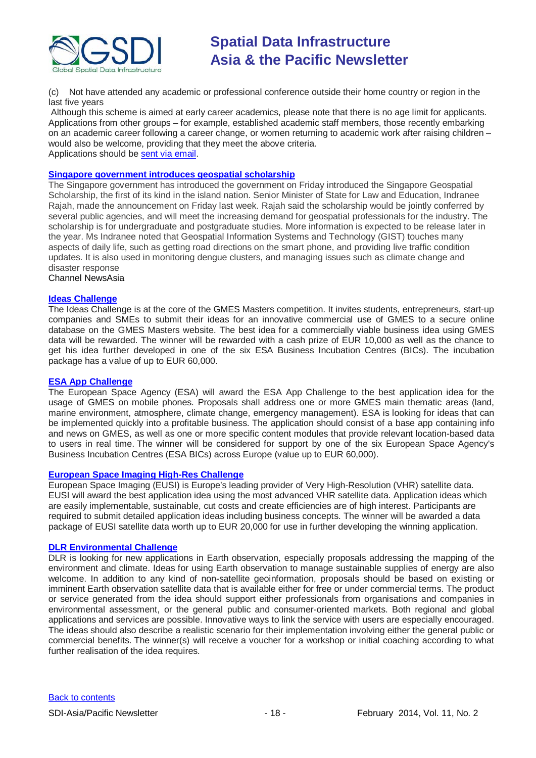(c) Not have attended any academic or professional conference outside their home country or region in the last five years

Although this scheme is aimed at early career academics, please note that there is no age limit for applicants. Applications from other groups – for example, established academic staff members, those recently embarking on an academic career following a career change, or women returning to academic work after raising children – would also be welcome, providing that they meet the above criteria.
Applications should be sent via email.

### Singapore government introduces geospatial scholarship

The Singapore government has introduced the government on Friday introduced the Singapore Geospatial Scholarship, the first of its kind in the island nation. Senior Minister of State for Law and Education, Indranee Rajah, made the announcement on Friday last week. Rajah said the scholarship would be jointly conferred by several public agencies, and will meet the increasing demand for geospatial professionals for the industry. The scholarship is for undergraduate and postgraduate studies. More information is expected to be release later in the year. Ms Indranee noted that Geospatial Information Systems and Technology (GIST) touches many aspects of daily life, such as getting road directions on the smart phone, and providing live traffic condition updates. It is also used in monitoring dengue clusters, and managing issues such as climate change and disaster response
Channel NewsAsia

### Ideas Challenge

The Ideas Challenge is at the core of the GMES Masters competition. It invites students, entrepreneurs, start-up companies and SMEs to submit their ideas for an innovative commercial use of GMES to a secure online database on the GMES Masters website. The best idea for a commercially viable business idea using GMES data will be rewarded. The winner will be rewarded with a cash prize of EUR 10,000 as well as the chance to get his idea further developed in one of the six ESA Business Incubation Centres (BICs). The incubation package has a value of up to EUR 60,000.

### ESA App Challenge

The European Space Agency (ESA) will award the ESA App Challenge to the best application idea for the usage of GMES on mobile phones. Proposals shall address one or more GMES main thematic areas (land, marine environment, atmosphere, climate change, emergency management). ESA is looking for ideas that can be implemented quickly into a profitable business. The application should consist of a base app containing info and news on GMES, as well as one or more specific content modules that provide relevant location-based data to users in real time. The winner will be considered for support by one of the six European Space Agency's Business Incubation Centres (ESA BICs) across Europe (value up to EUR 60,000).

### European Space Imaging High-Res Challenge

European Space Imaging (EUSI) is Europe's leading provider of Very High-Resolution (VHR) satellite data. EUSI will award the best application idea using the most advanced VHR satellite data. Application ideas which are easily implementable, sustainable, cut costs and create efficiencies are of high interest. Participants are required to submit detailed application ideas including business concepts. The winner will be awarded a data package of EUSI satellite data worth up to EUR 20,000 for use in further developing the winning application.

### DLR Environmental Challenge

DLR is looking for new applications in Earth observation, especially proposals addressing the mapping of the environment and climate. Ideas for using Earth observation to manage sustainable supplies of energy are also welcome. In addition to any kind of non-satellite geoinformation, proposals should be based on existing or imminent Earth observation satellite data that is available either for free or under commercial terms. The product or service generated from the idea should support either professionals from organisations and companies in environmental assessment, or the general public and consumer-oriented markets. Both regional and global applications and services are possible. Innovative ways to link the service with users are especially encouraged. The ideas should also describe a realistic scenario for their implementation involving either the general public or commercial benefits. The winner(s) will receive a voucher for a workshop or initial coaching according to what further realisation of the idea requires.

Back to contents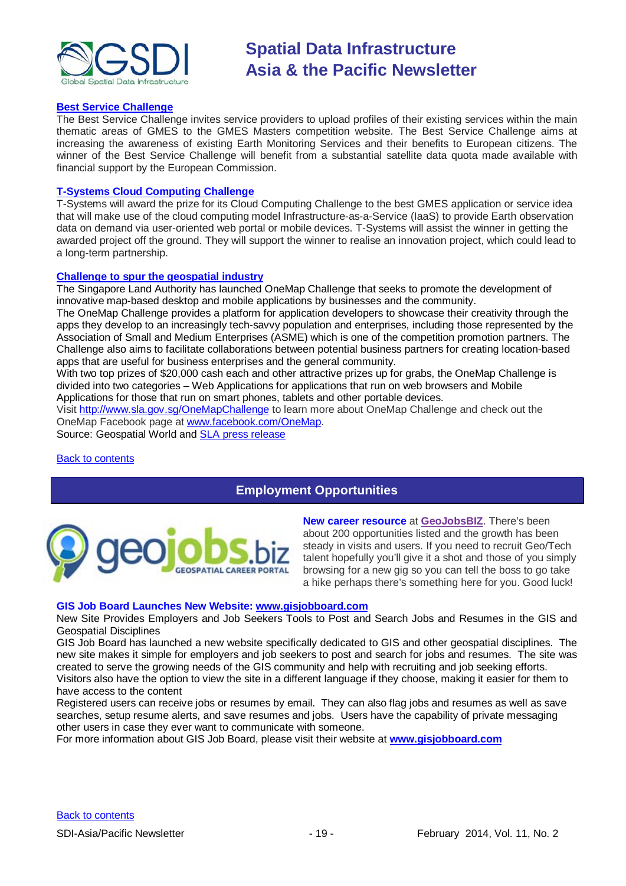**Best Service Challenge**

The Best Service Challenge invites service providers to upload profiles of their existing services within the main thematic areas of GMES to the GMES Masters competition website. The Best Service Challenge aims at increasing the awareness of existing Earth Monitoring Services and their benefits to European citizens. The winner of the Best Service Challenge will benefit from a substantial satellite data quota made available with financial support by the European Commission.

**T-Systems Cloud Computing Challenge**

T-Systems will award the prize for its Cloud Computing Challenge to the best GMES application or service idea that will make use of the cloud computing model Infrastructure-as-a-Service (IaaS) to provide Earth observation data on demand via user-oriented web portal or mobile devices. T-Systems will assist the winner in getting the awarded project off the ground. They will support the winner to realise an innovation project, which could lead to a long-term partnership.

**Challenge to spur the geospatial industry**

The Singapore Land Authority has launched OneMap Challenge that seeks to promote the development of innovative map-based desktop and mobile applications by businesses and the community.
The OneMap Challenge provides a platform for application developers to showcase their creativity through the apps they develop to an increasingly tech-savvy population and enterprises, including those represented by the Association of Small and Medium Enterprises (ASME) which is one of the competition promotion partners. The Challenge also aims to facilitate collaborations between potential business partners for creating location-based apps that are useful for business enterprises and the general community.
With two top prizes of $20,000 cash each and other attractive prizes up for grabs, the OneMap Challenge is divided into two categories – Web Applications for applications that run on web browsers and Mobile Applications for those that run on smart phones, tablets and other portable devices.
Visit http://www.sla.gov.sg/OneMapChallenge to learn more about OneMap Challenge and check out the OneMap Facebook page at www.facebook.com/OneMap.
Source: Geospatial World and SLA press release

Back to contents

## Employment Opportunities

**New career resource** at **GeoJobsBIZ**. There's been about 200 opportunities listed and the growth has been steady in visits and users. If you need to recruit Geo/Tech talent hopefully you'll give it a shot and those of you simply browsing for a new gig so you can tell the boss to go take a hike perhaps there's something here for you. Good luck!

**GIS Job Board Launches New Website: www.gisjobboard.com**

New Site Provides Employers and Job Seekers Tools to Post and Search Jobs and Resumes in the GIS and Geospatial Disciplines
GIS Job Board has launched a new website specifically dedicated to GIS and other geospatial disciplines. The new site makes it simple for employers and job seekers to post and search for jobs and resumes. The site was created to serve the growing needs of the GIS community and help with recruiting and job seeking efforts.
Visitors also have the option to view the site in a different language if they choose, making it easier for them to have access to the content
Registered users can receive jobs or resumes by email. They can also flag jobs and resumes as well as save searches, setup resume alerts, and save resumes and jobs. Users have the capability of private messaging other users in case they ever want to communicate with someone.
For more information about GIS Job Board, please visit their website at **www.gisjobboard.com**

Back to contents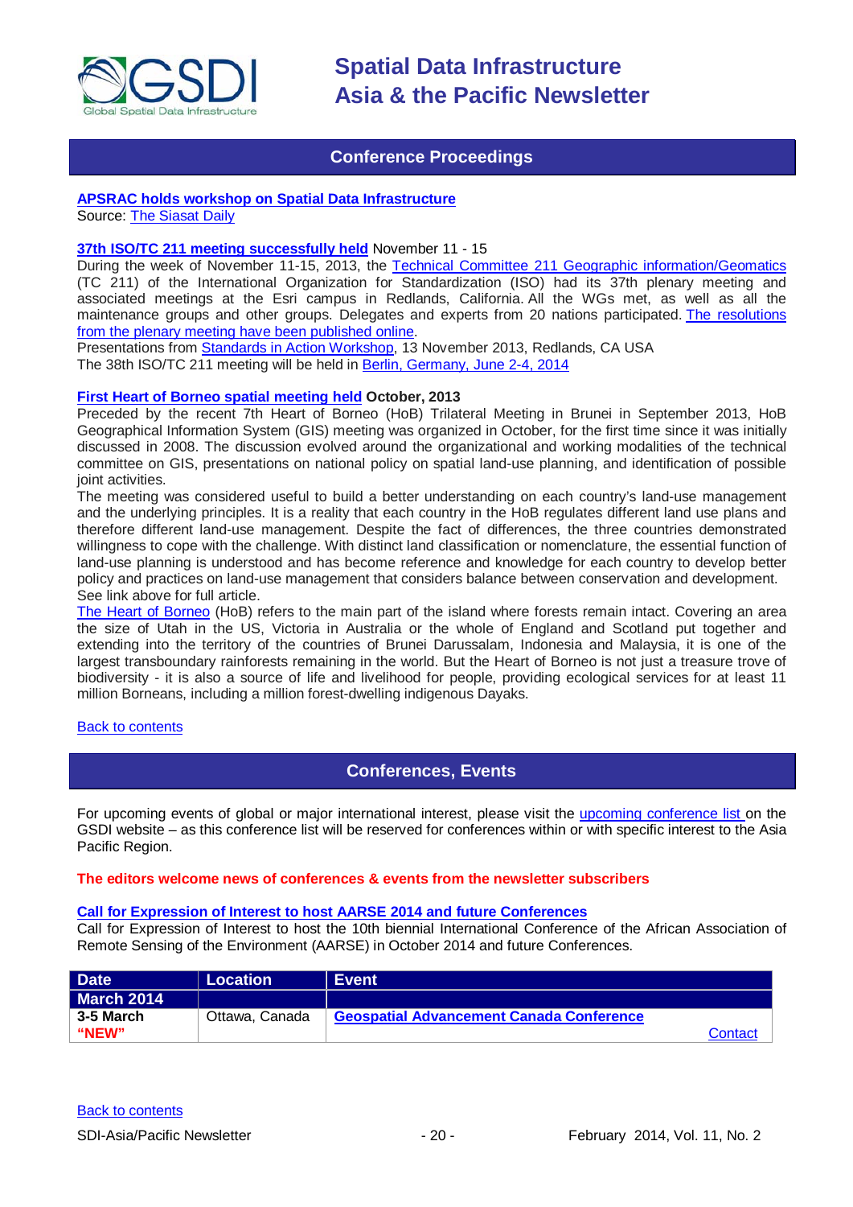## Conference Proceedings

**APSRAC holds workshop on Spatial Data Infrastructure**
Source: The Siasat Daily

**37th ISO/TC 211 meeting successfully held** November 11 - 15
During the week of November 11-15, 2013, the Technical Committee 211 Geographic information/Geomatics (TC 211) of the International Organization for Standardization (ISO) had its 37th plenary meeting and associated meetings at the Esri campus in Redlands, California. All the WGs met, as well as all the maintenance groups and other groups. Delegates and experts from 20 nations participated. The resolutions from the plenary meeting have been published online.
Presentations from Standards in Action Workshop, 13 November 2013, Redlands, CA USA
The 38th ISO/TC 211 meeting will be held in Berlin, Germany, June 2-4, 2014

**First Heart of Borneo spatial meeting held October, 2013**
Preceded by the recent 7th Heart of Borneo (HoB) Trilateral Meeting in Brunei in September 2013, HoB Geographical Information System (GIS) meeting was organized in October, for the first time since it was initially discussed in 2008. The discussion evolved around the organizational and working modalities of the technical committee on GIS, presentations on national policy on spatial land-use planning, and identification of possible joint activities.
The meeting was considered useful to build a better understanding on each country's land-use management and the underlying principles. It is a reality that each country in the HoB regulates different land use plans and therefore different land-use management. Despite the fact of differences, the three countries demonstrated willingness to cope with the challenge. With distinct land classification or nomenclature, the essential function of land-use planning is understood and has become reference and knowledge for each country to develop better policy and practices on land-use management that considers balance between conservation and development.
See link above for full article.
The Heart of Borneo (HoB) refers to the main part of the island where forests remain intact. Covering an area the size of Utah in the US, Victoria in Australia or the whole of England and Scotland put together and extending into the territory of the countries of Brunei Darussalam, Indonesia and Malaysia, it is one of the largest transboundary rainforests remaining in the world. But the Heart of Borneo is not just a treasure trove of biodiversity - it is also a source of life and livelihood for people, providing ecological services for at least 11 million Borneans, including a million forest-dwelling indigenous Dayaks.

Back to contents

## Conferences, Events

For upcoming events of global or major international interest, please visit the upcoming conference list on the GSDI website – as this conference list will be reserved for conferences within or with specific interest to the Asia Pacific Region.

**The editors welcome news of conferences & events from the newsletter subscribers**

**Call for Expression of Interest to host AARSE 2014 and future Conferences**
Call for Expression of Interest to host the 10th biennial International Conference of the African Association of Remote Sensing of the Environment (AARSE) in October 2014 and future Conferences.

| Date | Location | Event |
|---|---|---|
| **March 2014** | | |
| **3-5 March "NEW"** | Ottawa, Canada | **Geospatial Advancement Canada Conference** Contact |

Back to contents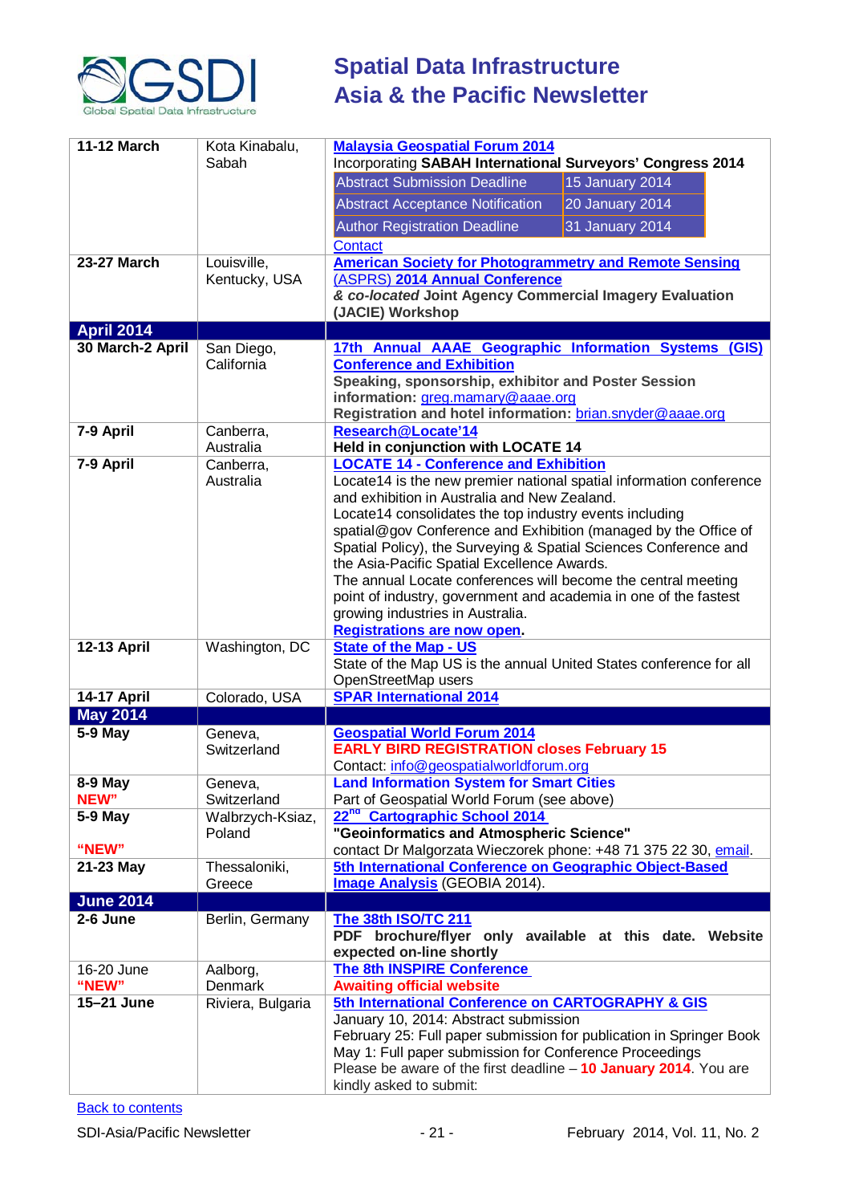| | | |
|---|---|---|
| **11-12 March** | Kota Kinabalu, Sabah | **Malaysia Geospatial Forum 2014**<br>Incorporating **SABAH International Surveyors' Congress 2014**<br>Abstract Submission Deadline: 15 January 2014<br>Abstract Acceptance Notification: 20 January 2014<br>Author Registration Deadline: 31 January 2014<br>Contact |
| **23-27 March** | Louisville, Kentucky, USA | **American Society for Photogrammetry and Remote Sensing** (ASPRS) **2014 Annual Conference**<br>***& co-located* Joint Agency Commercial Imagery Evaluation (JACIE) Workshop** |
| **April 2014** | | |
| **30 March-2 April** | San Diego, California | **17th Annual AAAE Geographic Information Systems (GIS) Conference and Exhibition**<br>**Speaking, sponsorship, exhibitor and Poster Session information:** greg.mamary@aaae.org<br>**Registration and hotel information:** brian.snyder@aaae.org |
| **7-9 April** | Canberra, Australia | **Research@Locate'14**<br>**Held in conjunction with LOCATE 14** |
| **7-9 April** | Canberra, Australia | **LOCATE 14 - Conference and Exhibition**<br>Locate14 is the new premier national spatial information conference and exhibition in Australia and New Zealand.<br>Locate14 consolidates the top industry events including spatial@gov Conference and Exhibition (managed by the Office of Spatial Policy), the Surveying & Spatial Sciences Conference and the Asia-Pacific Spatial Excellence Awards.<br>The annual Locate conferences will become the central meeting point of industry, government and academia in one of the fastest growing industries in Australia.<br>**Registrations are now open.** |
| **12-13 April** | Washington, DC | **State of the Map - US**<br>State of the Map US is the annual United States conference for all OpenStreetMap users |
| **14-17 April** | Colorado, USA | **SPAR International 2014** |
| **May 2014** | | |
| **5-9 May** | Geneva, Switzerland | **Geospatial World Forum 2014**<br>**EARLY BIRD REGISTRATION closes February 15**<br>Contact: info@geospatialworldforum.org |
| **8-9 May**<br>**NEW"** | Geneva, Switzerland | **Land Information System for Smart Cities**<br>Part of Geospatial World Forum (see above) |
| **5-9 May**<br>**"NEW"** | Walbrzych-Ksiaz, Poland | **22nd Cartographic School 2014**<br>**"Geoinformatics and Atmospheric Science"**<br>contact Dr Malgorzata Wieczorek phone: +48 71 375 22 30, email. |
| **21-23 May** | Thessaloniki, Greece | **5th International Conference on Geographic Object-Based Image Analysis** (GEOBIA 2014). |
| **June 2014** | | |
| **2-6 June** | Berlin, Germany | **The 38th ISO/TC 211**<br>**PDF brochure/flyer only available at this date. Website expected on-line shortly** |
| 16-20 June<br>**"NEW"** | Aalborg, Denmark | **The 8th INSPIRE Conference**<br>**Awaiting official website** |
| **15–21 June** | Riviera, Bulgaria | **5th International Conference on CARTOGRAPHY & GIS**<br>January 10, 2014: Abstract submission<br>February 25: Full paper submission for publication in Springer Book<br>May 1: Full paper submission for Conference Proceedings<br>Please be aware of the first deadline – **10 January 2014**. You are kindly asked to submit: |

Back to contents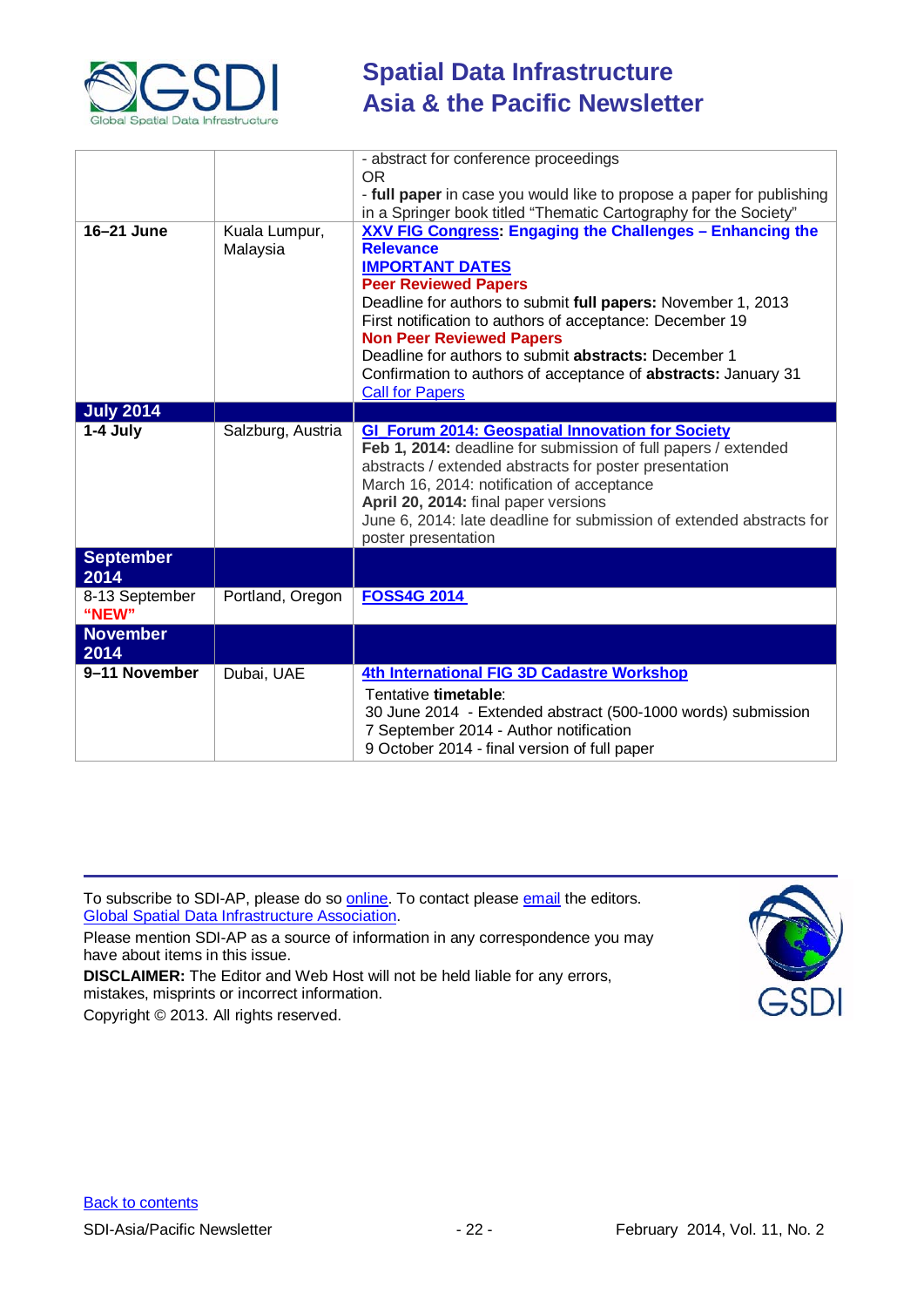| | | |
|---|---|---|
| | | - abstract for conference proceedings<br>OR<br>- **full paper** in case you would like to propose a paper for publishing in a Springer book titled "Thematic Cartography for the Society" |
| **16–21 June** | Kuala Lumpur, Malaysia | **XXV FIG Congress: Engaging the Challenges – Enhancing the Relevance**<br>**IMPORTANT DATES**<br>**Peer Reviewed Papers**<br>Deadline for authors to submit **full papers:** November 1, 2013<br>First notification to authors of acceptance: December 19<br>**Non Peer Reviewed Papers**<br>Deadline for authors to submit **abstracts:** December 1<br>Confirmation to authors of acceptance of **abstracts:** January 31<br>Call for Papers |
| **July 2014** | | |
| **1-4 July** | Salzburg, Austria | **GI_Forum 2014: Geospatial Innovation for Society**<br>**Feb 1, 2014:** deadline for submission of full papers / extended abstracts / extended abstracts for poster presentation<br>March 16, 2014: notification of acceptance<br>**April 20, 2014:** final paper versions<br>June 6, 2014: late deadline for submission of extended abstracts for poster presentation |
| **September 2014** | | |
| 8-13 September **"NEW"** | Portland, Oregon | **FOSS4G 2014** |
| **November 2014** | | |
| **9–11 November** | Dubai, UAE | **4th International FIG 3D Cadastre Workshop**<br>Tentative **timetable**:<br>30 June 2014 - Extended abstract (500-1000 words) submission<br>7 September 2014 - Author notification<br>9 October 2014 - final version of full paper |

---

To subscribe to SDI-AP, please do so online. To contact please email the editors.
Global Spatial Data Infrastructure Association.

Please mention SDI-AP as a source of information in any correspondence you may have about items in this issue.

**DISCLAIMER:** The Editor and Web Host will not be held liable for any errors, mistakes, misprints or incorrect information.

Copyright © 2013. All rights reserved.

Back to contents